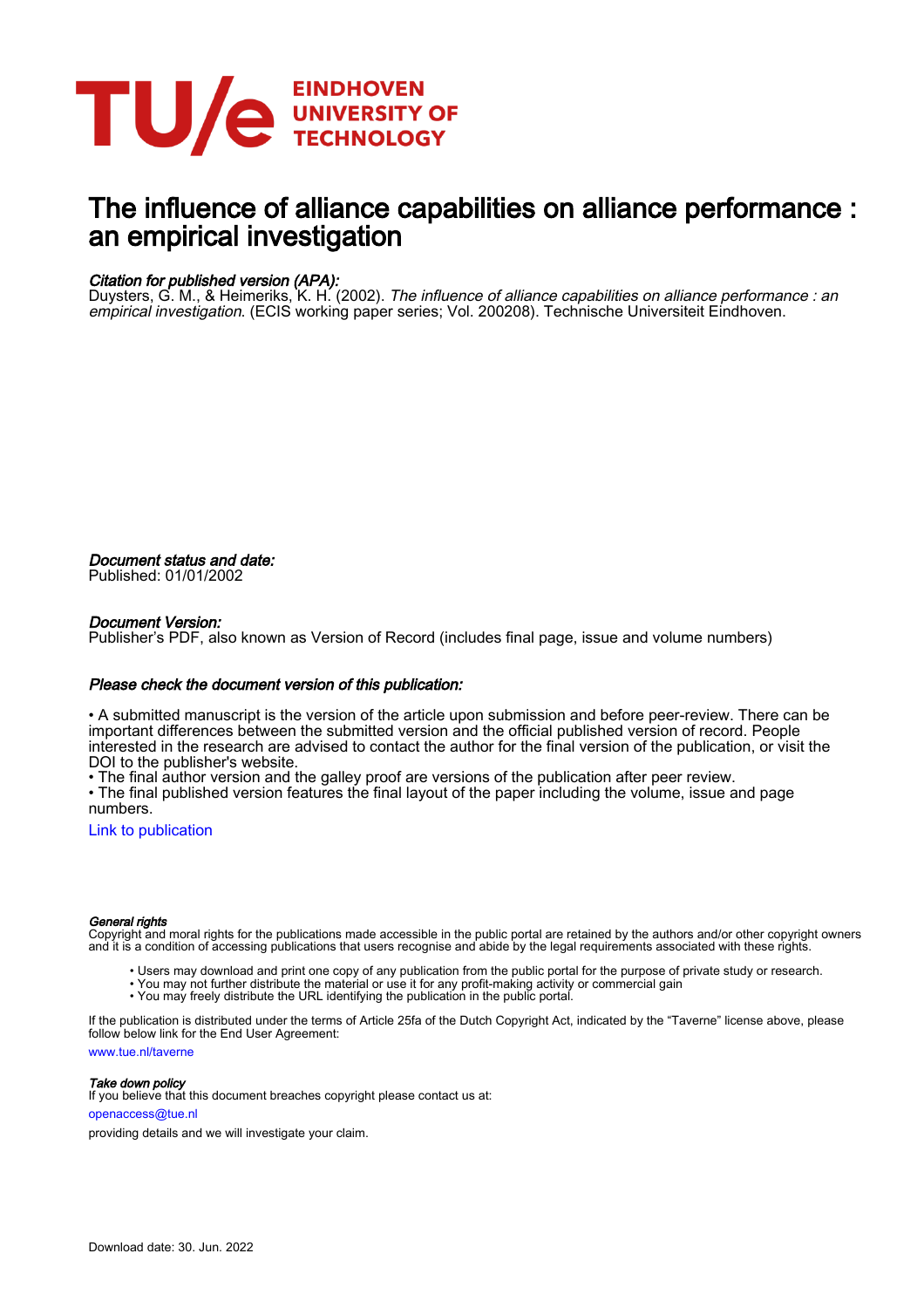TU/e EINDHOVEN UNIVERSITY OF TECHNOLOGY

# The influence of alliance capabilities on alliance performance : an empirical investigation

*Citation for published version (APA):*
Duysters, G. M., & Heimeriks, K. H. (2002). *The influence of alliance capabilities on alliance performance : an empirical investigation*. (ECIS working paper series; Vol. 200208). Technische Universiteit Eindhoven.

*Document status and date:*
Published: 01/01/2002

*Document Version:*
Publisher's PDF, also known as Version of Record (includes final page, issue and volume numbers)

*Please check the document version of this publication:*

• A submitted manuscript is the version of the article upon submission and before peer-review. There can be important differences between the submitted version and the official published version of record. People interested in the research are advised to contact the author for the final version of the publication, or visit the DOI to the publisher's website.
• The final author version and the galley proof are versions of the publication after peer review.
• The final published version features the final layout of the paper including the volume, issue and page numbers.

Link to publication

*General rights*
Copyright and moral rights for the publications made accessible in the public portal are retained by the authors and/or other copyright owners and it is a condition of accessing publications that users recognise and abide by the legal requirements associated with these rights.

• Users may download and print one copy of any publication from the public portal for the purpose of private study or research.
• You may not further distribute the material or use it for any profit-making activity or commercial gain
• You may freely distribute the URL identifying the publication in the public portal.

If the publication is distributed under the terms of Article 25fa of the Dutch Copyright Act, indicated by the "Taverne" license above, please follow below link for the End User Agreement:
www.tue.nl/taverne

*Take down policy*
If you believe that this document breaches copyright please contact us at:
openaccess@tue.nl
providing details and we will investigate your claim.

Download date: 30. Jun. 2022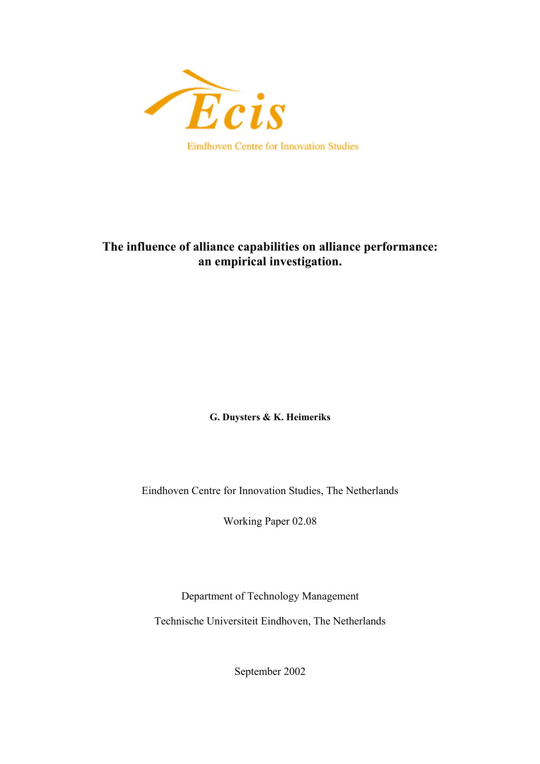Ecis

Eindhoven Centre for Innovation Studies

# The influence of alliance capabilities on alliance performance: an empirical investigation.

**G. Duysters & K. Heimeriks**

Eindhoven Centre for Innovation Studies, The Netherlands

Working Paper 02.08

Department of Technology Management

Technische Universiteit Eindhoven, The Netherlands

September 2002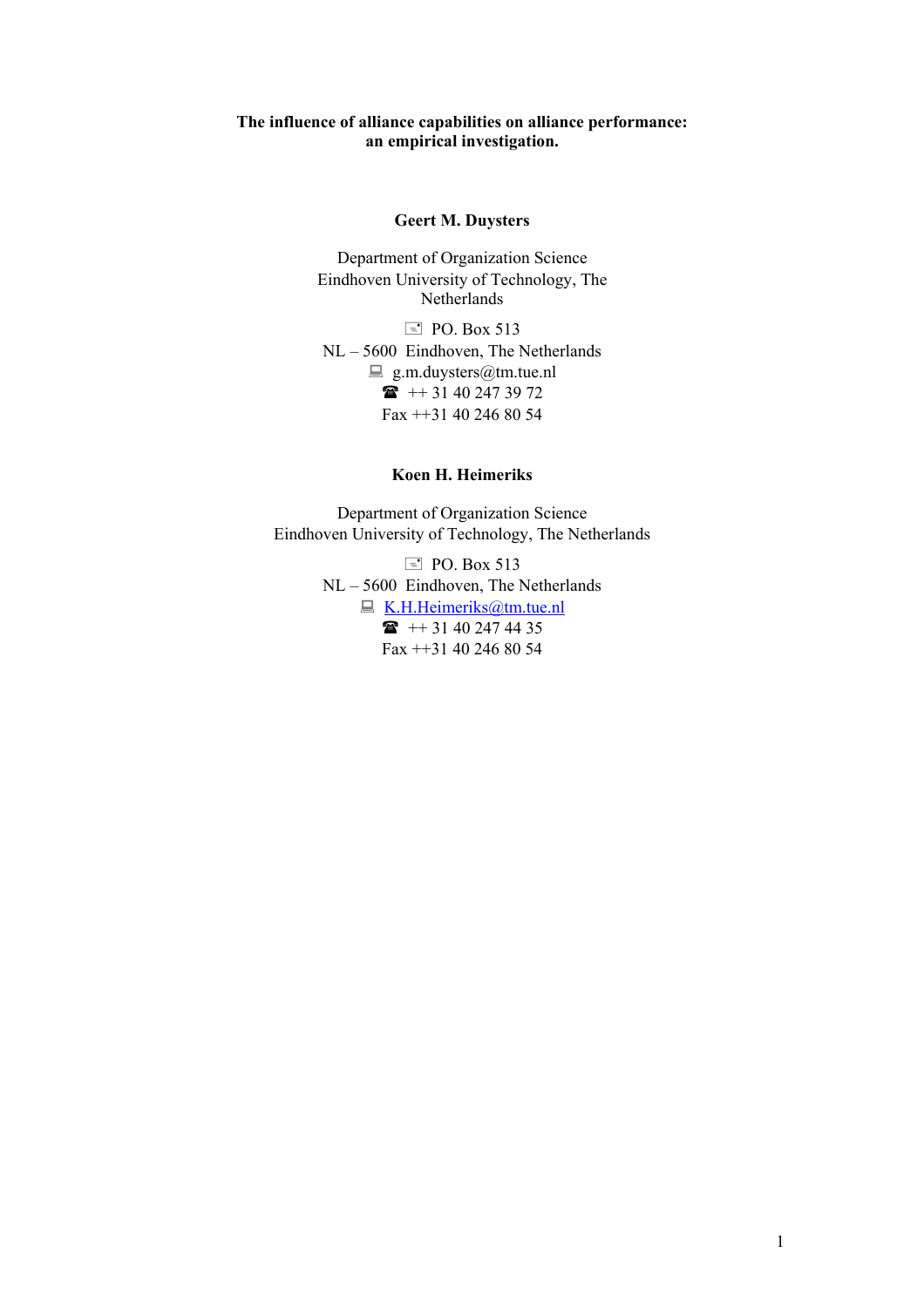**The influence of alliance capabilities on alliance performance: an empirical investigation.**

**Geert M. Duysters**

Department of Organization Science
Eindhoven University of Technology, The Netherlands

PO. Box 513
NL – 5600 Eindhoven, The Netherlands
g.m.duysters@tm.tue.nl
++ 31 40 247 39 72
Fax ++31 40 246 80 54

**Koen H. Heimeriks**

Department of Organization Science
Eindhoven University of Technology, The Netherlands

PO. Box 513
NL – 5600 Eindhoven, The Netherlands
K.H.Heimeriks@tm.tue.nl
++ 31 40 247 44 35
Fax ++31 40 246 80 54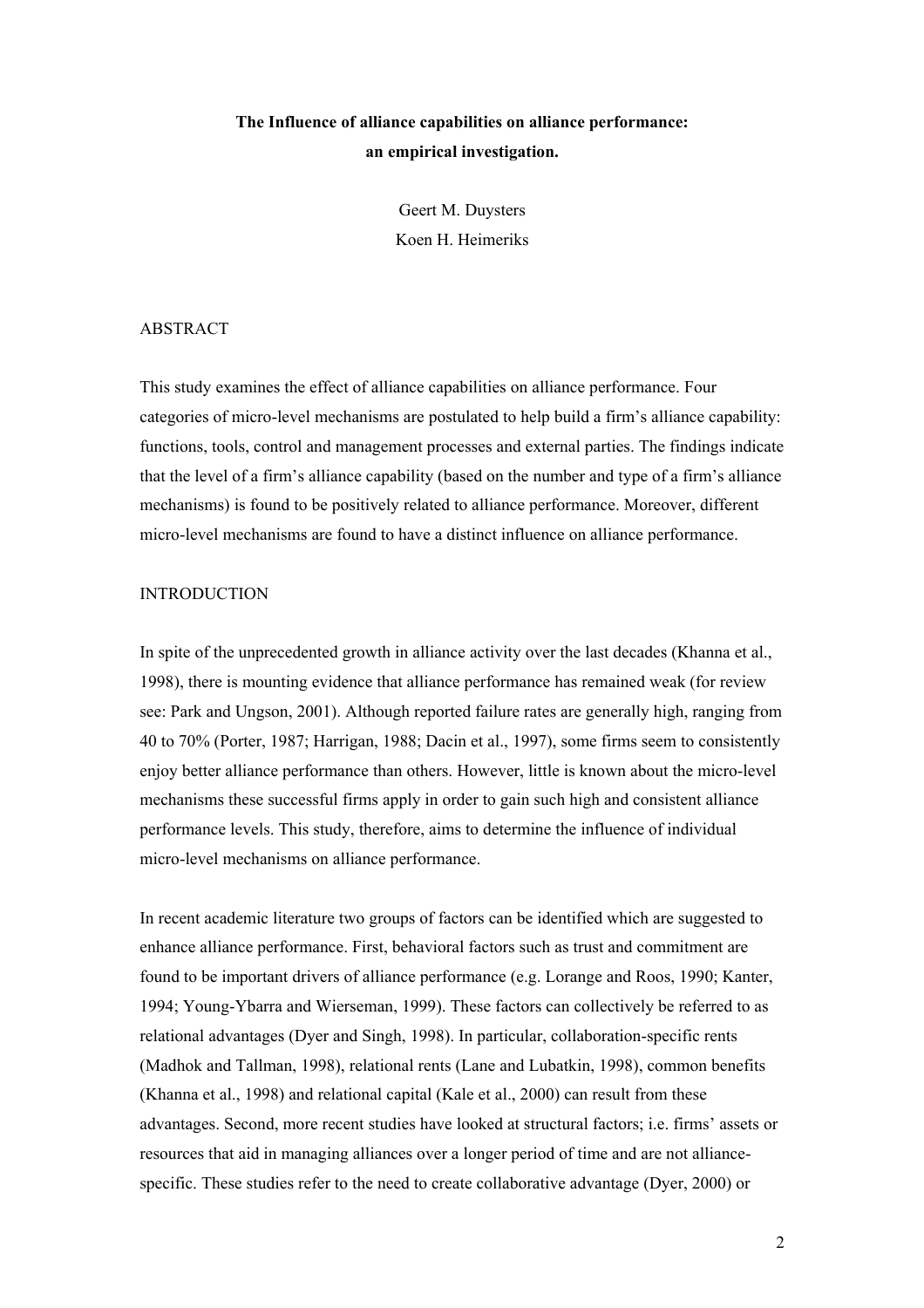**The Influence of alliance capabilities on alliance performance: an empirical investigation.**

Geert M. Duysters
Koen H. Heimeriks

ABSTRACT

This study examines the effect of alliance capabilities on alliance performance. Four categories of micro-level mechanisms are postulated to help build a firm's alliance capability: functions, tools, control and management processes and external parties. The findings indicate that the level of a firm's alliance capability (based on the number and type of a firm's alliance mechanisms) is found to be positively related to alliance performance. Moreover, different micro-level mechanisms are found to have a distinct influence on alliance performance.

INTRODUCTION

In spite of the unprecedented growth in alliance activity over the last decades (Khanna et al., 1998), there is mounting evidence that alliance performance has remained weak (for review see: Park and Ungson, 2001). Although reported failure rates are generally high, ranging from 40 to 70% (Porter, 1987; Harrigan, 1988; Dacin et al., 1997), some firms seem to consistently enjoy better alliance performance than others. However, little is known about the micro-level mechanisms these successful firms apply in order to gain such high and consistent alliance performance levels. This study, therefore, aims to determine the influence of individual micro-level mechanisms on alliance performance.

In recent academic literature two groups of factors can be identified which are suggested to enhance alliance performance. First, behavioral factors such as trust and commitment are found to be important drivers of alliance performance (e.g. Lorange and Roos, 1990; Kanter, 1994; Young-Ybarra and Wierseman, 1999). These factors can collectively be referred to as relational advantages (Dyer and Singh, 1998). In particular, collaboration-specific rents (Madhok and Tallman, 1998), relational rents (Lane and Lubatkin, 1998), common benefits (Khanna et al., 1998) and relational capital (Kale et al., 2000) can result from these advantages. Second, more recent studies have looked at structural factors; i.e. firms' assets or resources that aid in managing alliances over a longer period of time and are not alliance-specific. These studies refer to the need to create collaborative advantage (Dyer, 2000) or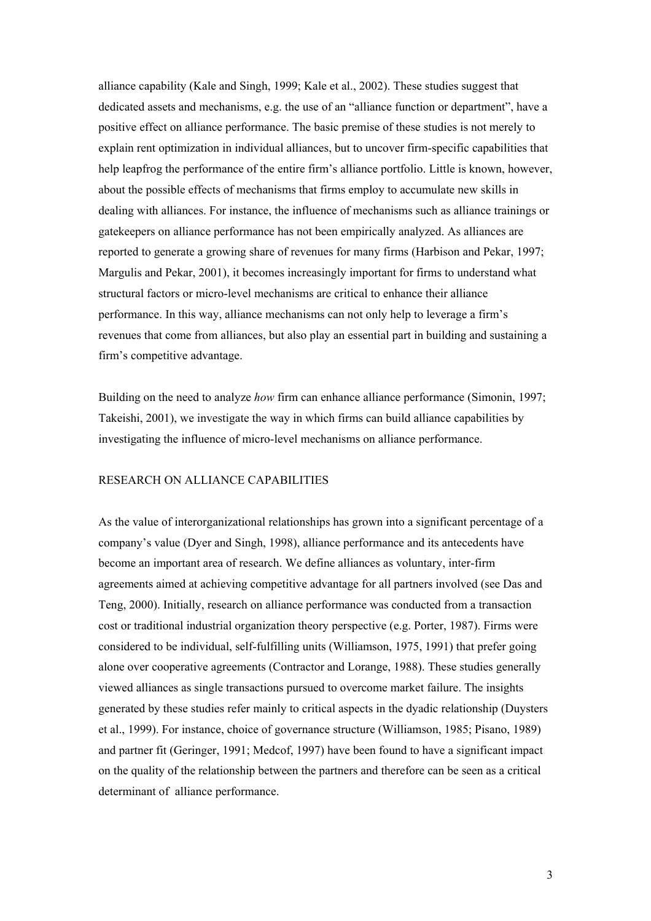alliance capability (Kale and Singh, 1999; Kale et al., 2002). These studies suggest that dedicated assets and mechanisms, e.g. the use of an "alliance function or department", have a positive effect on alliance performance. The basic premise of these studies is not merely to explain rent optimization in individual alliances, but to uncover firm-specific capabilities that help leapfrog the performance of the entire firm's alliance portfolio. Little is known, however, about the possible effects of mechanisms that firms employ to accumulate new skills in dealing with alliances. For instance, the influence of mechanisms such as alliance trainings or gatekeepers on alliance performance has not been empirically analyzed. As alliances are reported to generate a growing share of revenues for many firms (Harbison and Pekar, 1997; Margulis and Pekar, 2001), it becomes increasingly important for firms to understand what structural factors or micro-level mechanisms are critical to enhance their alliance performance. In this way, alliance mechanisms can not only help to leverage a firm's revenues that come from alliances, but also play an essential part in building and sustaining a firm's competitive advantage.

Building on the need to analyze *how* firm can enhance alliance performance (Simonin, 1997; Takeishi, 2001), we investigate the way in which firms can build alliance capabilities by investigating the influence of micro-level mechanisms on alliance performance.

## RESEARCH ON ALLIANCE CAPABILITIES

As the value of interorganizational relationships has grown into a significant percentage of a company's value (Dyer and Singh, 1998), alliance performance and its antecedents have become an important area of research. We define alliances as voluntary, inter-firm agreements aimed at achieving competitive advantage for all partners involved (see Das and Teng, 2000). Initially, research on alliance performance was conducted from a transaction cost or traditional industrial organization theory perspective (e.g. Porter, 1987). Firms were considered to be individual, self-fulfilling units (Williamson, 1975, 1991) that prefer going alone over cooperative agreements (Contractor and Lorange, 1988). These studies generally viewed alliances as single transactions pursued to overcome market failure. The insights generated by these studies refer mainly to critical aspects in the dyadic relationship (Duysters et al., 1999). For instance, choice of governance structure (Williamson, 1985; Pisano, 1989) and partner fit (Geringer, 1991; Medcof, 1997) have been found to have a significant impact on the quality of the relationship between the partners and therefore can be seen as a critical determinant of alliance performance.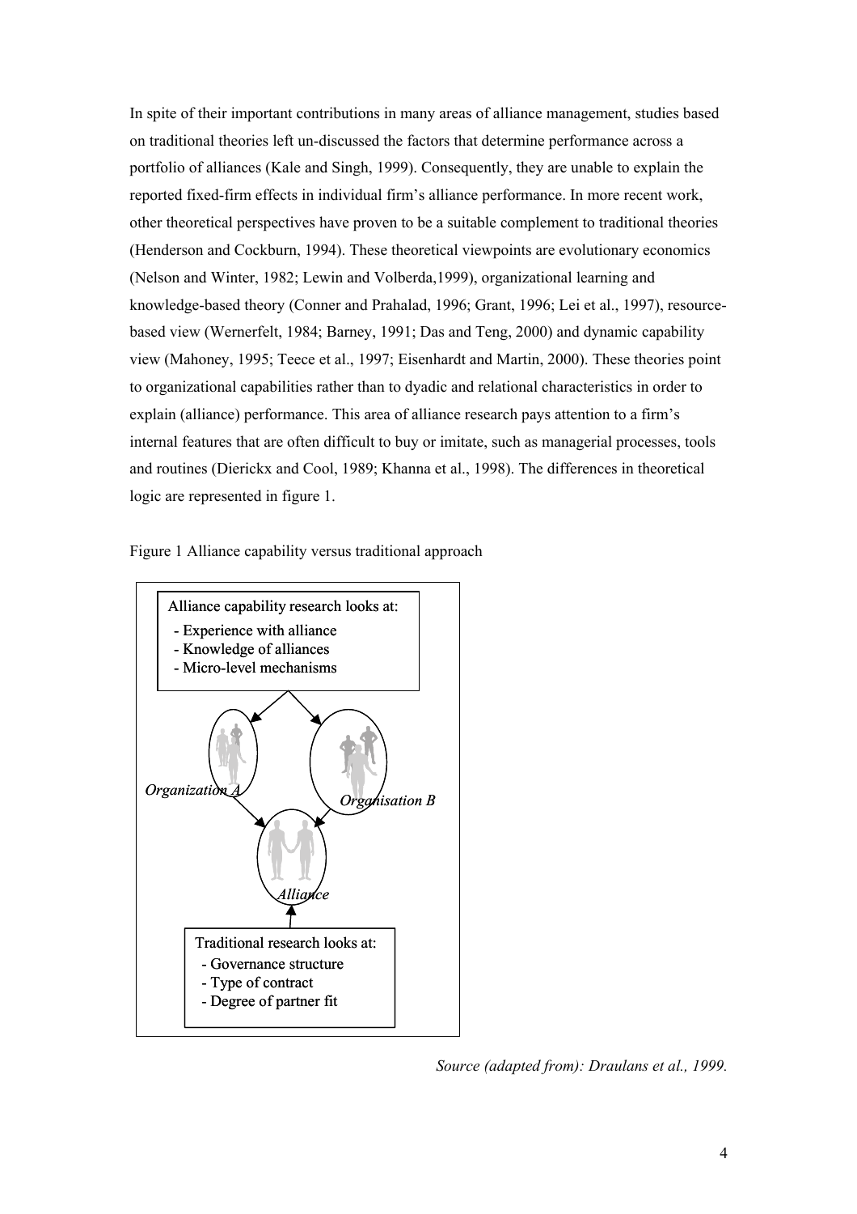In spite of their important contributions in many areas of alliance management, studies based on traditional theories left un-discussed the factors that determine performance across a portfolio of alliances (Kale and Singh, 1999). Consequently, they are unable to explain the reported fixed-firm effects in individual firm's alliance performance. In more recent work, other theoretical perspectives have proven to be a suitable complement to traditional theories (Henderson and Cockburn, 1994). These theoretical viewpoints are evolutionary economics (Nelson and Winter, 1982; Lewin and Volberda,1999), organizational learning and knowledge-based theory (Conner and Prahalad, 1996; Grant, 1996; Lei et al., 1997), resource-based view (Wernerfelt, 1984; Barney, 1991; Das and Teng, 2000) and dynamic capability view (Mahoney, 1995; Teece et al., 1997; Eisenhardt and Martin, 2000). These theories point to organizational capabilities rather than to dyadic and relational characteristics in order to explain (alliance) performance. This area of alliance research pays attention to a firm's internal features that are often difficult to buy or imitate, such as managerial processes, tools and routines (Dierickx and Cool, 1989; Khanna et al., 1998). The differences in theoretical logic are represented in figure 1.

Figure 1 Alliance capability versus traditional approach

Alliance capability research looks at:
- Experience with alliance
- Knowledge of alliances
- Micro-level mechanisms

*Organization A* *Organisation B*

*Alliance*

Traditional research looks at:
- Governance structure
- Type of contract
- Degree of partner fit

*Source (adapted from): Draulans et al., 1999.*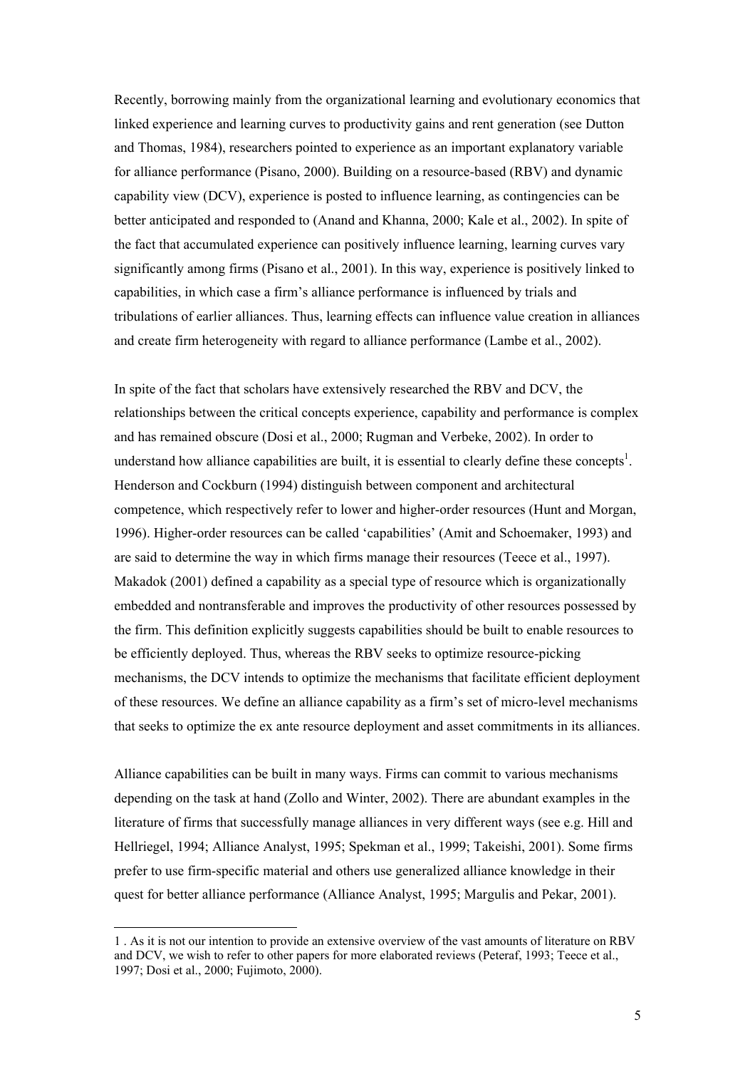Recently, borrowing mainly from the organizational learning and evolutionary economics that linked experience and learning curves to productivity gains and rent generation (see Dutton and Thomas, 1984), researchers pointed to experience as an important explanatory variable for alliance performance (Pisano, 2000). Building on a resource-based (RBV) and dynamic capability view (DCV), experience is posted to influence learning, as contingencies can be better anticipated and responded to (Anand and Khanna, 2000; Kale et al., 2002). In spite of the fact that accumulated experience can positively influence learning, learning curves vary significantly among firms (Pisano et al., 2001). In this way, experience is positively linked to capabilities, in which case a firm's alliance performance is influenced by trials and tribulations of earlier alliances. Thus, learning effects can influence value creation in alliances and create firm heterogeneity with regard to alliance performance (Lambe et al., 2002).

In spite of the fact that scholars have extensively researched the RBV and DCV, the relationships between the critical concepts experience, capability and performance is complex and has remained obscure (Dosi et al., 2000; Rugman and Verbeke, 2002). In order to understand how alliance capabilities are built, it is essential to clearly define these concepts[1]. Henderson and Cockburn (1994) distinguish between component and architectural competence, which respectively refer to lower and higher-order resources (Hunt and Morgan, 1996). Higher-order resources can be called 'capabilities' (Amit and Schoemaker, 1993) and are said to determine the way in which firms manage their resources (Teece et al., 1997). Makadok (2001) defined a capability as a special type of resource which is organizationally embedded and nontransferable and improves the productivity of other resources possessed by the firm. This definition explicitly suggests capabilities should be built to enable resources to be efficiently deployed. Thus, whereas the RBV seeks to optimize resource-picking mechanisms, the DCV intends to optimize the mechanisms that facilitate efficient deployment of these resources. We define an alliance capability as a firm's set of micro-level mechanisms that seeks to optimize the ex ante resource deployment and asset commitments in its alliances.

Alliance capabilities can be built in many ways. Firms can commit to various mechanisms depending on the task at hand (Zollo and Winter, 2002). There are abundant examples in the literature of firms that successfully manage alliances in very different ways (see e.g. Hill and Hellriegel, 1994; Alliance Analyst, 1995; Spekman et al., 1999; Takeishi, 2001). Some firms prefer to use firm-specific material and others use generalized alliance knowledge in their quest for better alliance performance (Alliance Analyst, 1995; Margulis and Pekar, 2001).

---

1 . As it is not our intention to provide an extensive overview of the vast amounts of literature on RBV and DCV, we wish to refer to other papers for more elaborated reviews (Peteraf, 1993; Teece et al., 1997; Dosi et al., 2000; Fujimoto, 2000).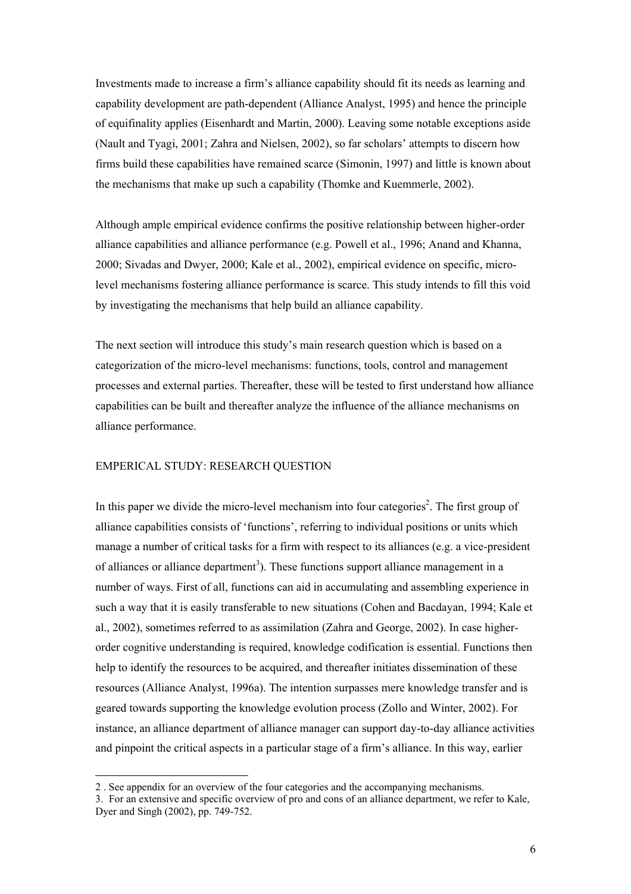Investments made to increase a firm's alliance capability should fit its needs as learning and capability development are path-dependent (Alliance Analyst, 1995) and hence the principle of equifinality applies (Eisenhardt and Martin, 2000). Leaving some notable exceptions aside (Nault and Tyagi, 2001; Zahra and Nielsen, 2002), so far scholars' attempts to discern how firms build these capabilities have remained scarce (Simonin, 1997) and little is known about the mechanisms that make up such a capability (Thomke and Kuemmerle, 2002).

Although ample empirical evidence confirms the positive relationship between higher-order alliance capabilities and alliance performance (e.g. Powell et al., 1996; Anand and Khanna, 2000; Sivadas and Dwyer, 2000; Kale et al., 2002), empirical evidence on specific, micro-level mechanisms fostering alliance performance is scarce. This study intends to fill this void by investigating the mechanisms that help build an alliance capability.

The next section will introduce this study's main research question which is based on a categorization of the micro-level mechanisms: functions, tools, control and management processes and external parties. Thereafter, these will be tested to first understand how alliance capabilities can be built and thereafter analyze the influence of the alliance mechanisms on alliance performance.

## EMPERICAL STUDY: RESEARCH QUESTION

In this paper we divide the micro-level mechanism into four categories[2]. The first group of alliance capabilities consists of 'functions', referring to individual positions or units which manage a number of critical tasks for a firm with respect to its alliances (e.g. a vice-president of alliances or alliance department[3]). These functions support alliance management in a number of ways. First of all, functions can aid in accumulating and assembling experience in such a way that it is easily transferable to new situations (Cohen and Bacdayan, 1994; Kale et al., 2002), sometimes referred to as assimilation (Zahra and George, 2002). In case higher-order cognitive understanding is required, knowledge codification is essential. Functions then help to identify the resources to be acquired, and thereafter initiates dissemination of these resources (Alliance Analyst, 1996a). The intention surpasses mere knowledge transfer and is geared towards supporting the knowledge evolution process (Zollo and Winter, 2002). For instance, an alliance department of alliance manager can support day-to-day alliance activities and pinpoint the critical aspects in a particular stage of a firm's alliance. In this way, earlier

---

2 . See appendix for an overview of the four categories and the accompanying mechanisms.

3. For an extensive and specific overview of pro and cons of an alliance department, we refer to Kale, Dyer and Singh (2002), pp. 749-752.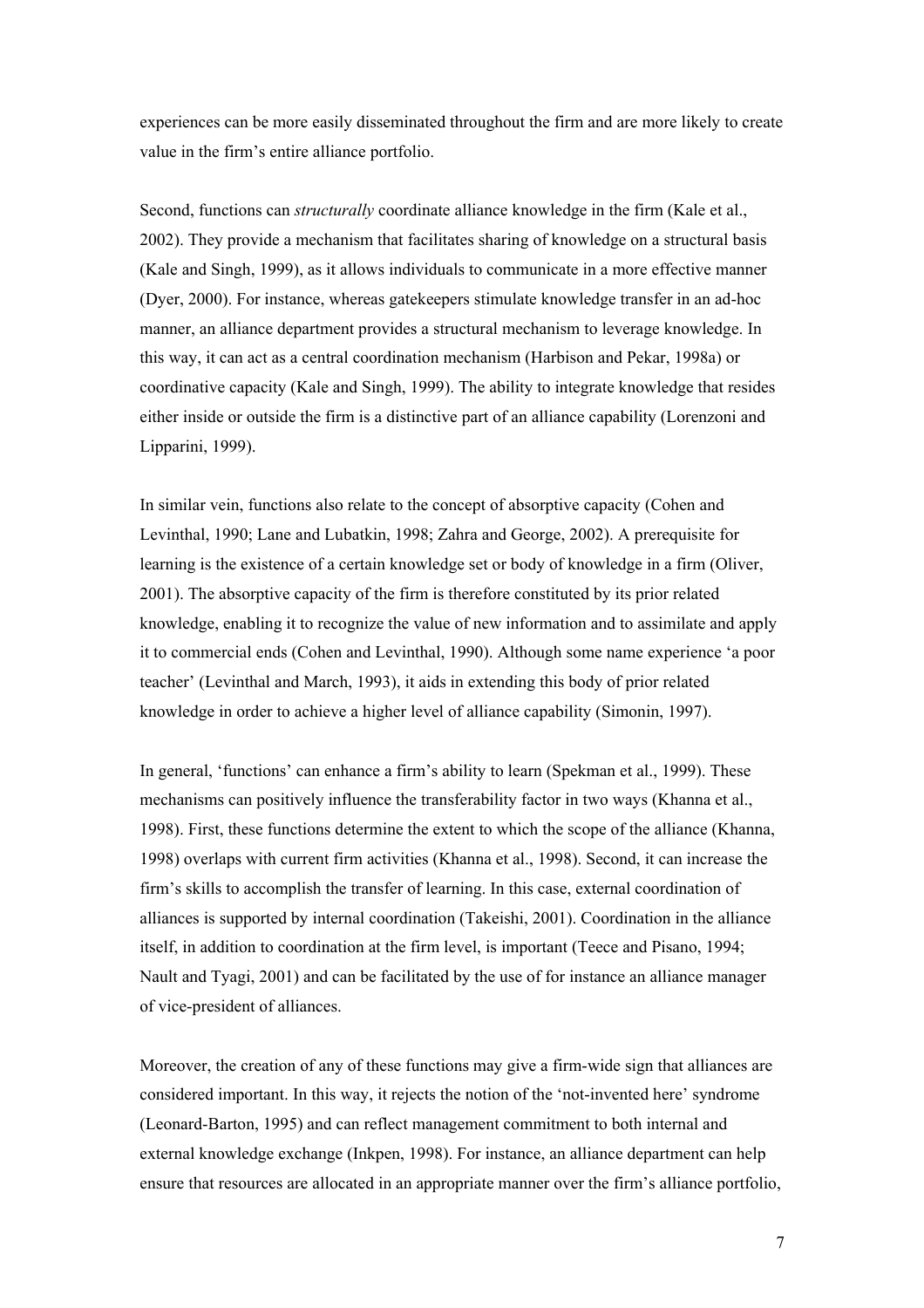experiences can be more easily disseminated throughout the firm and are more likely to create value in the firm's entire alliance portfolio.

Second, functions can *structurally* coordinate alliance knowledge in the firm (Kale et al., 2002). They provide a mechanism that facilitates sharing of knowledge on a structural basis (Kale and Singh, 1999), as it allows individuals to communicate in a more effective manner (Dyer, 2000). For instance, whereas gatekeepers stimulate knowledge transfer in an ad-hoc manner, an alliance department provides a structural mechanism to leverage knowledge. In this way, it can act as a central coordination mechanism (Harbison and Pekar, 1998a) or coordinative capacity (Kale and Singh, 1999). The ability to integrate knowledge that resides either inside or outside the firm is a distinctive part of an alliance capability (Lorenzoni and Lipparini, 1999).

In similar vein, functions also relate to the concept of absorptive capacity (Cohen and Levinthal, 1990; Lane and Lubatkin, 1998; Zahra and George, 2002). A prerequisite for learning is the existence of a certain knowledge set or body of knowledge in a firm (Oliver, 2001). The absorptive capacity of the firm is therefore constituted by its prior related knowledge, enabling it to recognize the value of new information and to assimilate and apply it to commercial ends (Cohen and Levinthal, 1990). Although some name experience 'a poor teacher' (Levinthal and March, 1993), it aids in extending this body of prior related knowledge in order to achieve a higher level of alliance capability (Simonin, 1997).

In general, 'functions' can enhance a firm's ability to learn (Spekman et al., 1999). These mechanisms can positively influence the transferability factor in two ways (Khanna et al., 1998). First, these functions determine the extent to which the scope of the alliance (Khanna, 1998) overlaps with current firm activities (Khanna et al., 1998). Second, it can increase the firm's skills to accomplish the transfer of learning. In this case, external coordination of alliances is supported by internal coordination (Takeishi, 2001). Coordination in the alliance itself, in addition to coordination at the firm level, is important (Teece and Pisano, 1994; Nault and Tyagi, 2001) and can be facilitated by the use of for instance an alliance manager of vice-president of alliances.

Moreover, the creation of any of these functions may give a firm-wide sign that alliances are considered important. In this way, it rejects the notion of the 'not-invented here' syndrome (Leonard-Barton, 1995) and can reflect management commitment to both internal and external knowledge exchange (Inkpen, 1998). For instance, an alliance department can help ensure that resources are allocated in an appropriate manner over the firm's alliance portfolio,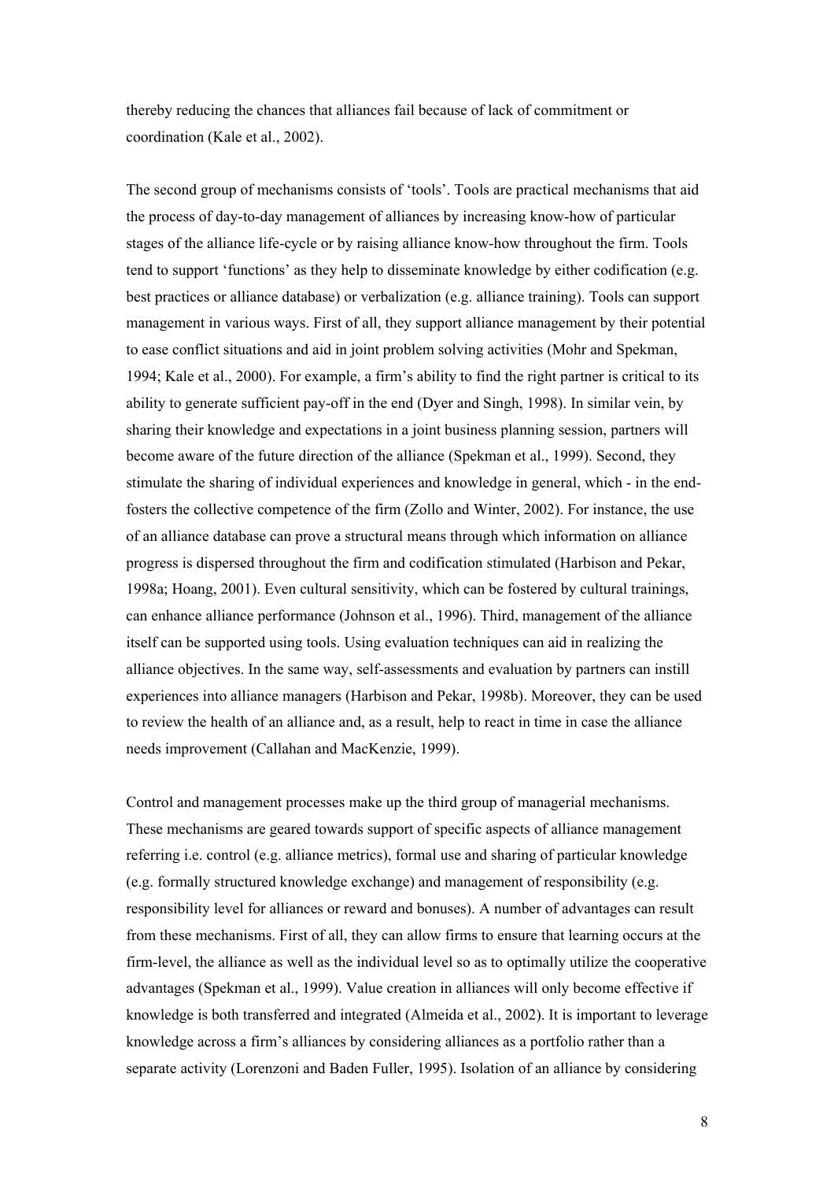thereby reducing the chances that alliances fail because of lack of commitment or coordination (Kale et al., 2002).

The second group of mechanisms consists of 'tools'. Tools are practical mechanisms that aid the process of day-to-day management of alliances by increasing know-how of particular stages of the alliance life-cycle or by raising alliance know-how throughout the firm. Tools tend to support 'functions' as they help to disseminate knowledge by either codification (e.g. best practices or alliance database) or verbalization (e.g. alliance training). Tools can support management in various ways. First of all, they support alliance management by their potential to ease conflict situations and aid in joint problem solving activities (Mohr and Spekman, 1994; Kale et al., 2000). For example, a firm's ability to find the right partner is critical to its ability to generate sufficient pay-off in the end (Dyer and Singh, 1998). In similar vein, by sharing their knowledge and expectations in a joint business planning session, partners will become aware of the future direction of the alliance (Spekman et al., 1999). Second, they stimulate the sharing of individual experiences and knowledge in general, which - in the end- fosters the collective competence of the firm (Zollo and Winter, 2002). For instance, the use of an alliance database can prove a structural means through which information on alliance progress is dispersed throughout the firm and codification stimulated (Harbison and Pekar, 1998a; Hoang, 2001). Even cultural sensitivity, which can be fostered by cultural trainings, can enhance alliance performance (Johnson et al., 1996). Third, management of the alliance itself can be supported using tools. Using evaluation techniques can aid in realizing the alliance objectives. In the same way, self-assessments and evaluation by partners can instill experiences into alliance managers (Harbison and Pekar, 1998b). Moreover, they can be used to review the health of an alliance and, as a result, help to react in time in case the alliance needs improvement (Callahan and MacKenzie, 1999).

Control and management processes make up the third group of managerial mechanisms. These mechanisms are geared towards support of specific aspects of alliance management referring i.e. control (e.g. alliance metrics), formal use and sharing of particular knowledge (e.g. formally structured knowledge exchange) and management of responsibility (e.g. responsibility level for alliances or reward and bonuses). A number of advantages can result from these mechanisms. First of all, they can allow firms to ensure that learning occurs at the firm-level, the alliance as well as the individual level so as to optimally utilize the cooperative advantages (Spekman et al., 1999). Value creation in alliances will only become effective if knowledge is both transferred and integrated (Almeida et al., 2002). It is important to leverage knowledge across a firm's alliances by considering alliances as a portfolio rather than a separate activity (Lorenzoni and Baden Fuller, 1995). Isolation of an alliance by considering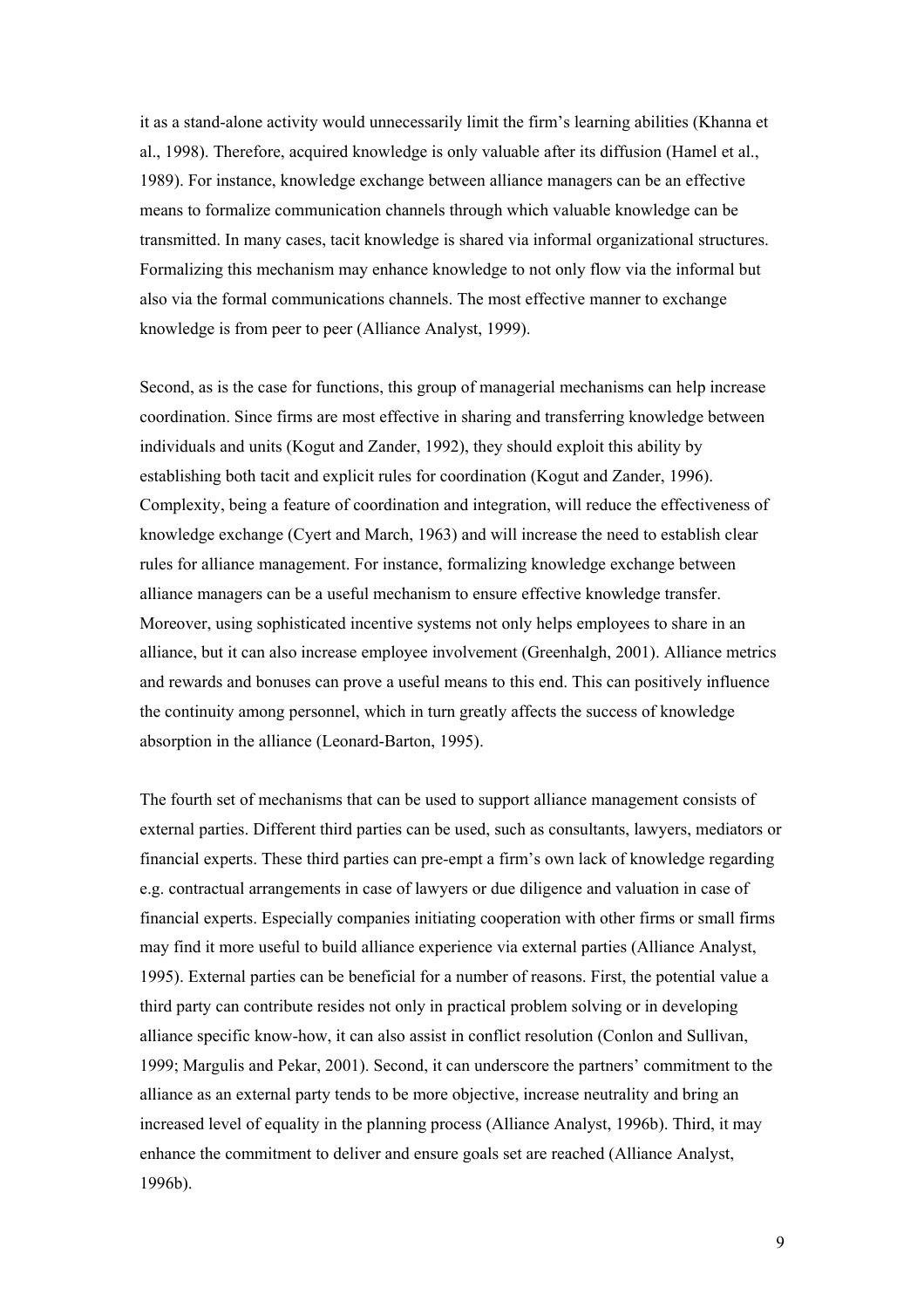it as a stand-alone activity would unnecessarily limit the firm's learning abilities (Khanna et al., 1998). Therefore, acquired knowledge is only valuable after its diffusion (Hamel et al., 1989). For instance, knowledge exchange between alliance managers can be an effective means to formalize communication channels through which valuable knowledge can be transmitted. In many cases, tacit knowledge is shared via informal organizational structures. Formalizing this mechanism may enhance knowledge to not only flow via the informal but also via the formal communications channels. The most effective manner to exchange knowledge is from peer to peer (Alliance Analyst, 1999).

Second, as is the case for functions, this group of managerial mechanisms can help increase coordination. Since firms are most effective in sharing and transferring knowledge between individuals and units (Kogut and Zander, 1992), they should exploit this ability by establishing both tacit and explicit rules for coordination (Kogut and Zander, 1996). Complexity, being a feature of coordination and integration, will reduce the effectiveness of knowledge exchange (Cyert and March, 1963) and will increase the need to establish clear rules for alliance management. For instance, formalizing knowledge exchange between alliance managers can be a useful mechanism to ensure effective knowledge transfer. Moreover, using sophisticated incentive systems not only helps employees to share in an alliance, but it can also increase employee involvement (Greenhalgh, 2001). Alliance metrics and rewards and bonuses can prove a useful means to this end. This can positively influence the continuity among personnel, which in turn greatly affects the success of knowledge absorption in the alliance (Leonard-Barton, 1995).

The fourth set of mechanisms that can be used to support alliance management consists of external parties. Different third parties can be used, such as consultants, lawyers, mediators or financial experts. These third parties can pre-empt a firm's own lack of knowledge regarding e.g. contractual arrangements in case of lawyers or due diligence and valuation in case of financial experts. Especially companies initiating cooperation with other firms or small firms may find it more useful to build alliance experience via external parties (Alliance Analyst, 1995). External parties can be beneficial for a number of reasons. First, the potential value a third party can contribute resides not only in practical problem solving or in developing alliance specific know-how, it can also assist in conflict resolution (Conlon and Sullivan, 1999; Margulis and Pekar, 2001). Second, it can underscore the partners' commitment to the alliance as an external party tends to be more objective, increase neutrality and bring an increased level of equality in the planning process (Alliance Analyst, 1996b). Third, it may enhance the commitment to deliver and ensure goals set are reached (Alliance Analyst, 1996b).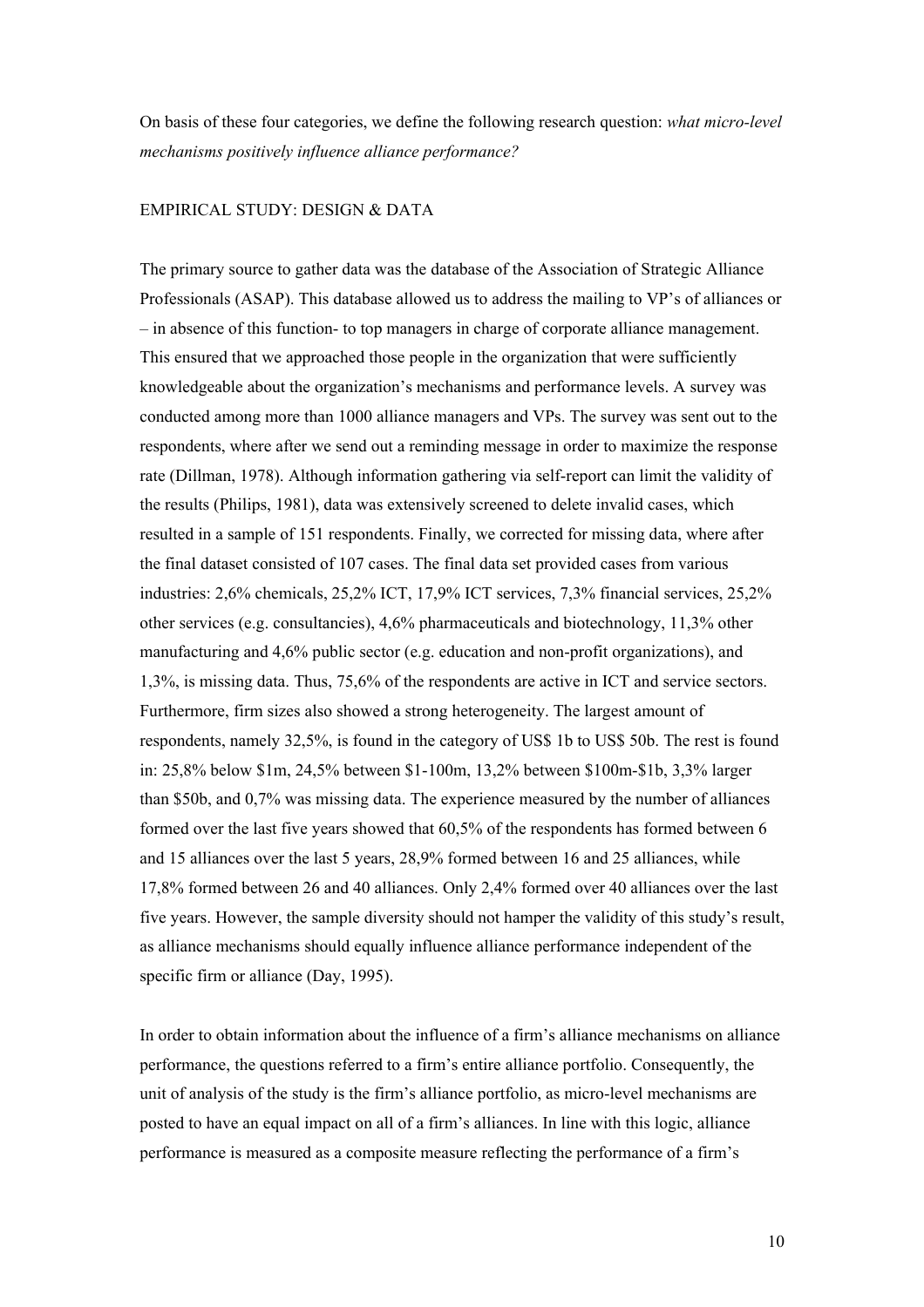On basis of these four categories, we define the following research question: *what micro-level mechanisms positively influence alliance performance?*

## EMPIRICAL STUDY: DESIGN & DATA

The primary source to gather data was the database of the Association of Strategic Alliance Professionals (ASAP). This database allowed us to address the mailing to VP's of alliances or – in absence of this function- to top managers in charge of corporate alliance management. This ensured that we approached those people in the organization that were sufficiently knowledgeable about the organization's mechanisms and performance levels. A survey was conducted among more than 1000 alliance managers and VPs. The survey was sent out to the respondents, where after we send out a reminding message in order to maximize the response rate (Dillman, 1978). Although information gathering via self-report can limit the validity of the results (Philips, 1981), data was extensively screened to delete invalid cases, which resulted in a sample of 151 respondents. Finally, we corrected for missing data, where after the final dataset consisted of 107 cases. The final data set provided cases from various industries: 2,6% chemicals, 25,2% ICT, 17,9% ICT services, 7,3% financial services, 25,2% other services (e.g. consultancies), 4,6% pharmaceuticals and biotechnology, 11,3% other manufacturing and 4,6% public sector (e.g. education and non-profit organizations), and 1,3%, is missing data. Thus, 75,6% of the respondents are active in ICT and service sectors. Furthermore, firm sizes also showed a strong heterogeneity. The largest amount of respondents, namely 32,5%, is found in the category of US$ 1b to US$ 50b. The rest is found in: 25,8% below $1m, 24,5% between $1-100m, 13,2% between $100m-$1b, 3,3% larger than $50b, and 0,7% was missing data. The experience measured by the number of alliances formed over the last five years showed that 60,5% of the respondents has formed between 6 and 15 alliances over the last 5 years, 28,9% formed between 16 and 25 alliances, while 17,8% formed between 26 and 40 alliances. Only 2,4% formed over 40 alliances over the last five years. However, the sample diversity should not hamper the validity of this study's result, as alliance mechanisms should equally influence alliance performance independent of the specific firm or alliance (Day, 1995).

In order to obtain information about the influence of a firm's alliance mechanisms on alliance performance, the questions referred to a firm's entire alliance portfolio. Consequently, the unit of analysis of the study is the firm's alliance portfolio, as micro-level mechanisms are posted to have an equal impact on all of a firm's alliances. In line with this logic, alliance performance is measured as a composite measure reflecting the performance of a firm's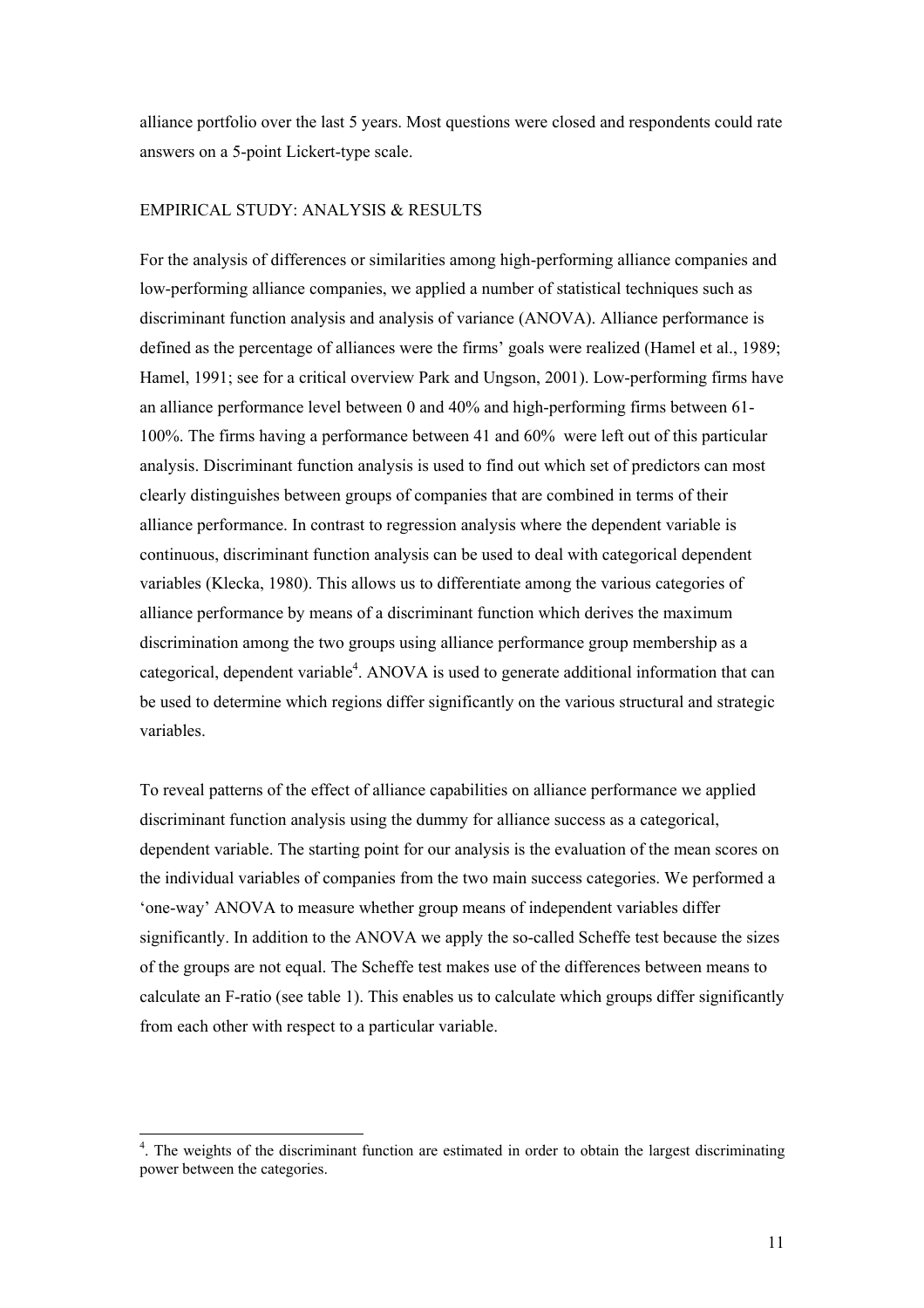alliance portfolio over the last 5 years. Most questions were closed and respondents could rate answers on a 5-point Lickert-type scale.

## EMPIRICAL STUDY: ANALYSIS & RESULTS

For the analysis of differences or similarities among high-performing alliance companies and low-performing alliance companies, we applied a number of statistical techniques such as discriminant function analysis and analysis of variance (ANOVA). Alliance performance is defined as the percentage of alliances were the firms' goals were realized (Hamel et al., 1989; Hamel, 1991; see for a critical overview Park and Ungson, 2001). Low-performing firms have an alliance performance level between 0 and 40% and high-performing firms between 61-100%. The firms having a performance between 41 and 60% were left out of this particular analysis. Discriminant function analysis is used to find out which set of predictors can most clearly distinguishes between groups of companies that are combined in terms of their alliance performance. In contrast to regression analysis where the dependent variable is continuous, discriminant function analysis can be used to deal with categorical dependent variables (Klecka, 1980). This allows us to differentiate among the various categories of alliance performance by means of a discriminant function which derives the maximum discrimination among the two groups using alliance performance group membership as a categorical, dependent variable[4]. ANOVA is used to generate additional information that can be used to determine which regions differ significantly on the various structural and strategic variables.

To reveal patterns of the effect of alliance capabilities on alliance performance we applied discriminant function analysis using the dummy for alliance success as a categorical, dependent variable. The starting point for our analysis is the evaluation of the mean scores on the individual variables of companies from the two main success categories. We performed a 'one-way' ANOVA to measure whether group means of independent variables differ significantly. In addition to the ANOVA we apply the so-called Scheffe test because the sizes of the groups are not equal. The Scheffe test makes use of the differences between means to calculate an F-ratio (see table 1). This enables us to calculate which groups differ significantly from each other with respect to a particular variable.

---

[4]. The weights of the discriminant function are estimated in order to obtain the largest discriminating power between the categories.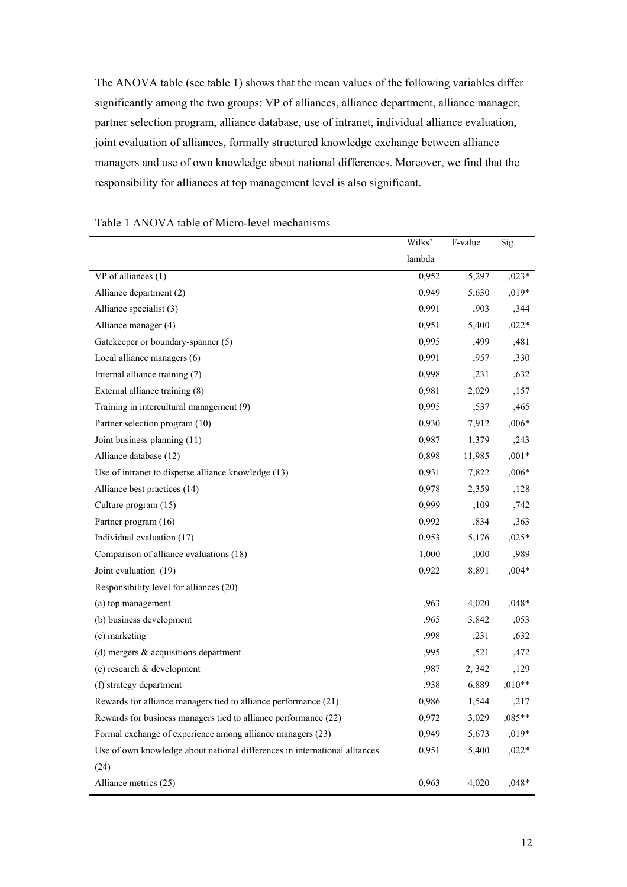The ANOVA table (see table 1) shows that the mean values of the following variables differ significantly among the two groups: VP of alliances, alliance department, alliance manager, partner selection program, alliance database, use of intranet, individual alliance evaluation, joint evaluation of alliances, formally structured knowledge exchange between alliance managers and use of own knowledge about national differences. Moreover, we find that the responsibility for alliances at top management level is also significant.

Table 1 ANOVA table of Micro-level mechanisms

| | Wilks' lambda | F-value | Sig. |
|---|---|---|---|
| VP of alliances (1) | 0,952 | 5,297 | ,023* |
| Alliance department (2) | 0,949 | 5,630 | ,019* |
| Alliance specialist (3) | 0,991 | ,903 | ,344 |
| Alliance manager (4) | 0,951 | 5,400 | ,022* |
| Gatekeeper or boundary-spanner (5) | 0,995 | ,499 | ,481 |
| Local alliance managers (6) | 0,991 | ,957 | ,330 |
| Internal alliance training (7) | 0,998 | ,231 | ,632 |
| External alliance training (8) | 0,981 | 2,029 | ,157 |
| Training in intercultural management (9) | 0,995 | ,537 | ,465 |
| Partner selection program (10) | 0,930 | 7,912 | ,006* |
| Joint business planning (11) | 0,987 | 1,379 | ,243 |
| Alliance database (12) | 0,898 | 11,985 | ,001* |
| Use of intranet to disperse alliance knowledge (13) | 0,931 | 7,822 | ,006* |
| Alliance best practices (14) | 0,978 | 2,359 | ,128 |
| Culture program (15) | 0,999 | ,109 | ,742 |
| Partner program (16) | 0,992 | ,834 | ,363 |
| Individual evaluation (17) | 0,953 | 5,176 | ,025* |
| Comparison of alliance evaluations (18) | 1,000 | ,000 | ,989 |
| Joint evaluation (19) | 0,922 | 8,891 | ,004* |
| Responsibility level for alliances (20) | | | |
| (a) top management | ,963 | 4,020 | ,048* |
| (b) business development | ,965 | 3,842 | ,053 |
| (c) marketing | ,998 | ,231 | ,632 |
| (d) mergers & acquisitions department | ,995 | ,521 | ,472 |
| (e) research & development | ,987 | 2, 342 | ,129 |
| (f) strategy department | ,938 | 6,889 | ,010** |
| Rewards for alliance managers tied to alliance performance (21) | 0,986 | 1,544 | ,217 |
| Rewards for business managers tied to alliance performance (22) | 0,972 | 3,029 | ,085** |
| Formal exchange of experience among alliance managers (23) | 0,949 | 5,673 | ,019* |
| Use of own knowledge about national differences in international alliances (24) | 0,951 | 5,400 | ,022* |
| Alliance metrics (25) | 0,963 | 4,020 | ,048* |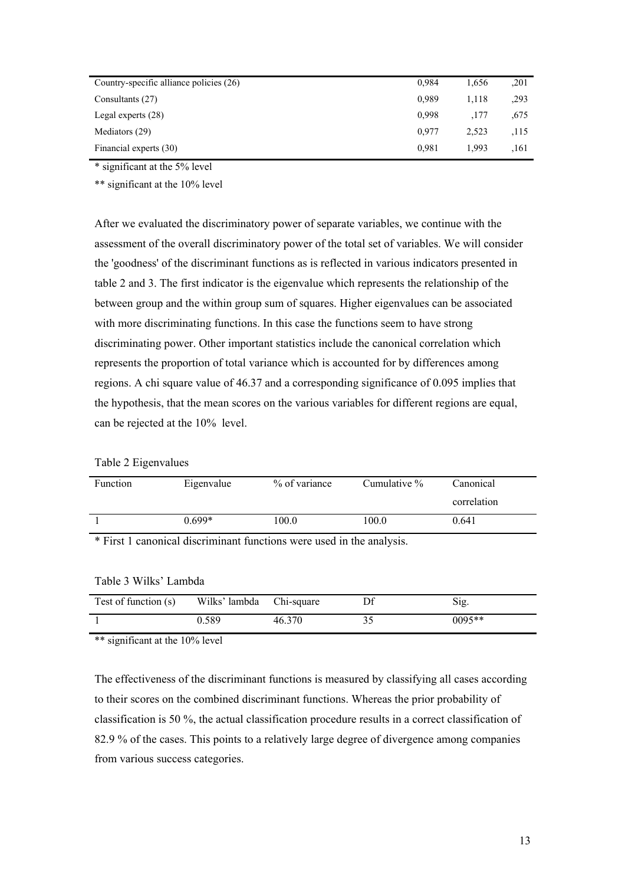| | | | |
|---|---|---|---|
| Country-specific alliance policies (26) | 0,984 | 1,656 | ,201 |
| Consultants (27) | 0,989 | 1,118 | ,293 |
| Legal experts (28) | 0,998 | ,177 | ,675 |
| Mediators (29) | 0,977 | 2,523 | ,115 |
| Financial experts (30) | 0,981 | 1,993 | ,161 |

* significant at the 5% level

** significant at the 10% level

After we evaluated the discriminatory power of separate variables, we continue with the assessment of the overall discriminatory power of the total set of variables. We will consider the 'goodness' of the discriminant functions as is reflected in various indicators presented in table 2 and 3. The first indicator is the eigenvalue which represents the relationship of the between group and the within group sum of squares. Higher eigenvalues can be associated with more discriminating functions. In this case the functions seem to have strong discriminating power. Other important statistics include the canonical correlation which represents the proportion of total variance which is accounted for by differences among regions. A chi square value of 46.37 and a corresponding significance of 0.095 implies that the hypothesis, that the mean scores on the various variables for different regions are equal, can be rejected at the 10% level.

Table 2 Eigenvalues

| Function | Eigenvalue | % of variance | Cumulative % | Canonical correlation |
|---|---|---|---|---|
| 1 | 0.699* | 100.0 | 100.0 | 0.641 |

* First 1 canonical discriminant functions were used in the analysis.

Table 3 Wilks' Lambda

| Test of function (s) | Wilks' lambda | Chi-square | Df | Sig. |
|---|---|---|---|---|
| 1 | 0.589 | 46.370 | 35 | 0095** |

** significant at the 10% level

The effectiveness of the discriminant functions is measured by classifying all cases according to their scores on the combined discriminant functions. Whereas the prior probability of classification is 50 %, the actual classification procedure results in a correct classification of 82.9 % of the cases. This points to a relatively large degree of divergence among companies from various success categories.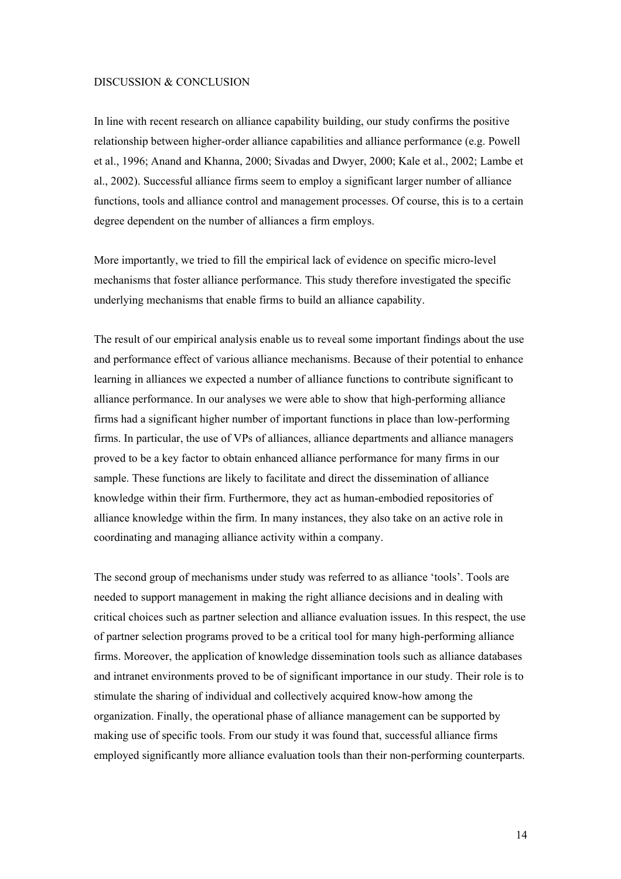## DISCUSSION & CONCLUSION

In line with recent research on alliance capability building, our study confirms the positive relationship between higher-order alliance capabilities and alliance performance (e.g. Powell et al., 1996; Anand and Khanna, 2000; Sivadas and Dwyer, 2000; Kale et al., 2002; Lambe et al., 2002). Successful alliance firms seem to employ a significant larger number of alliance functions, tools and alliance control and management processes. Of course, this is to a certain degree dependent on the number of alliances a firm employs.

More importantly, we tried to fill the empirical lack of evidence on specific micro-level mechanisms that foster alliance performance. This study therefore investigated the specific underlying mechanisms that enable firms to build an alliance capability.

The result of our empirical analysis enable us to reveal some important findings about the use and performance effect of various alliance mechanisms. Because of their potential to enhance learning in alliances we expected a number of alliance functions to contribute significant to alliance performance. In our analyses we were able to show that high-performing alliance firms had a significant higher number of important functions in place than low-performing firms. In particular, the use of VPs of alliances, alliance departments and alliance managers proved to be a key factor to obtain enhanced alliance performance for many firms in our sample. These functions are likely to facilitate and direct the dissemination of alliance knowledge within their firm. Furthermore, they act as human-embodied repositories of alliance knowledge within the firm. In many instances, they also take on an active role in coordinating and managing alliance activity within a company.

The second group of mechanisms under study was referred to as alliance 'tools'. Tools are needed to support management in making the right alliance decisions and in dealing with critical choices such as partner selection and alliance evaluation issues. In this respect, the use of partner selection programs proved to be a critical tool for many high-performing alliance firms. Moreover, the application of knowledge dissemination tools such as alliance databases and intranet environments proved to be of significant importance in our study. Their role is to stimulate the sharing of individual and collectively acquired know-how among the organization. Finally, the operational phase of alliance management can be supported by making use of specific tools. From our study it was found that, successful alliance firms employed significantly more alliance evaluation tools than their non-performing counterparts.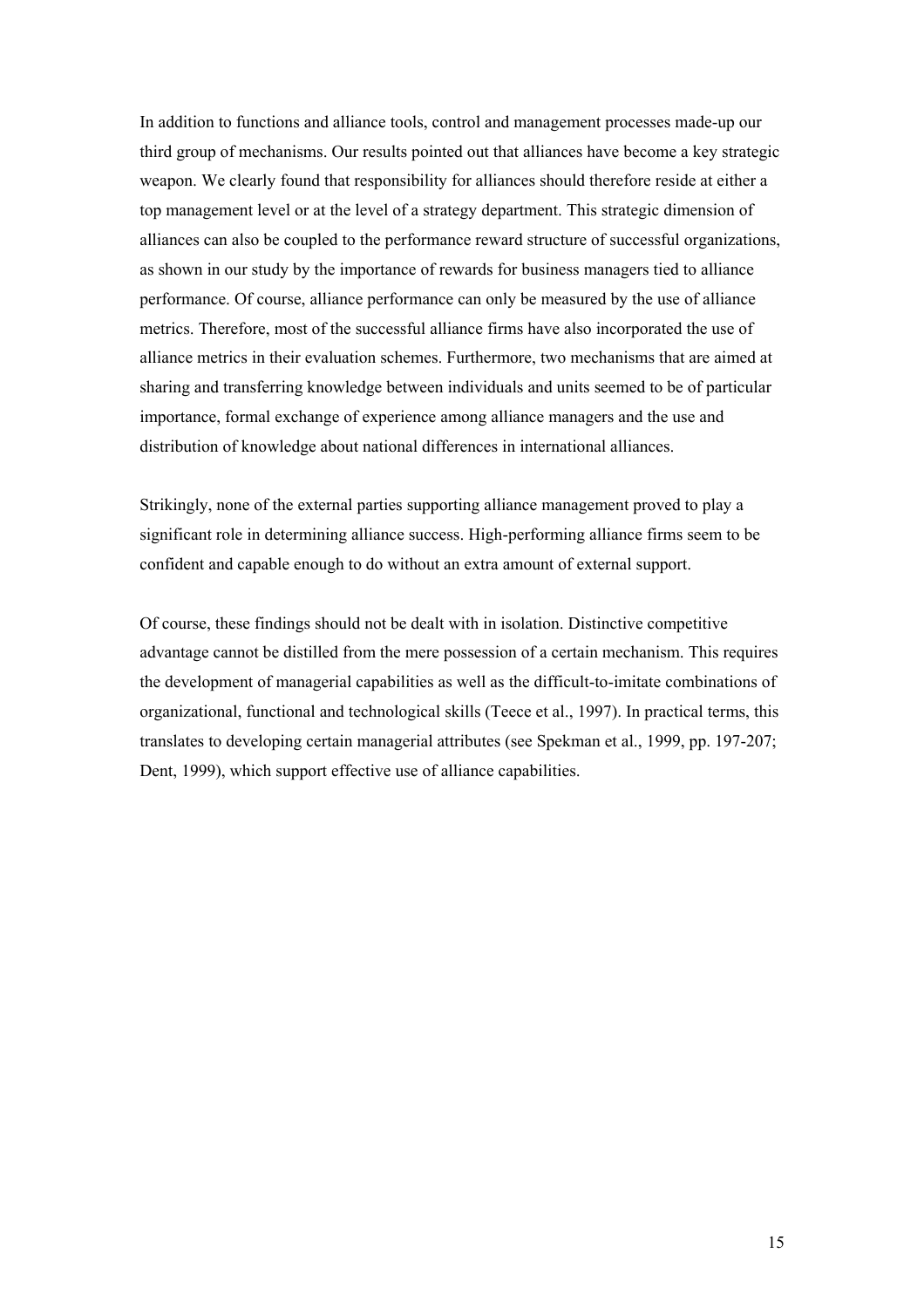In addition to functions and alliance tools, control and management processes made-up our third group of mechanisms. Our results pointed out that alliances have become a key strategic weapon. We clearly found that responsibility for alliances should therefore reside at either a top management level or at the level of a strategy department. This strategic dimension of alliances can also be coupled to the performance reward structure of successful organizations, as shown in our study by the importance of rewards for business managers tied to alliance performance. Of course, alliance performance can only be measured by the use of alliance metrics. Therefore, most of the successful alliance firms have also incorporated the use of alliance metrics in their evaluation schemes. Furthermore, two mechanisms that are aimed at sharing and transferring knowledge between individuals and units seemed to be of particular importance, formal exchange of experience among alliance managers and the use and distribution of knowledge about national differences in international alliances.

Strikingly, none of the external parties supporting alliance management proved to play a significant role in determining alliance success. High-performing alliance firms seem to be confident and capable enough to do without an extra amount of external support.

Of course, these findings should not be dealt with in isolation. Distinctive competitive advantage cannot be distilled from the mere possession of a certain mechanism. This requires the development of managerial capabilities as well as the difficult-to-imitate combinations of organizational, functional and technological skills (Teece et al., 1997). In practical terms, this translates to developing certain managerial attributes (see Spekman et al., 1999, pp. 197-207; Dent, 1999), which support effective use of alliance capabilities.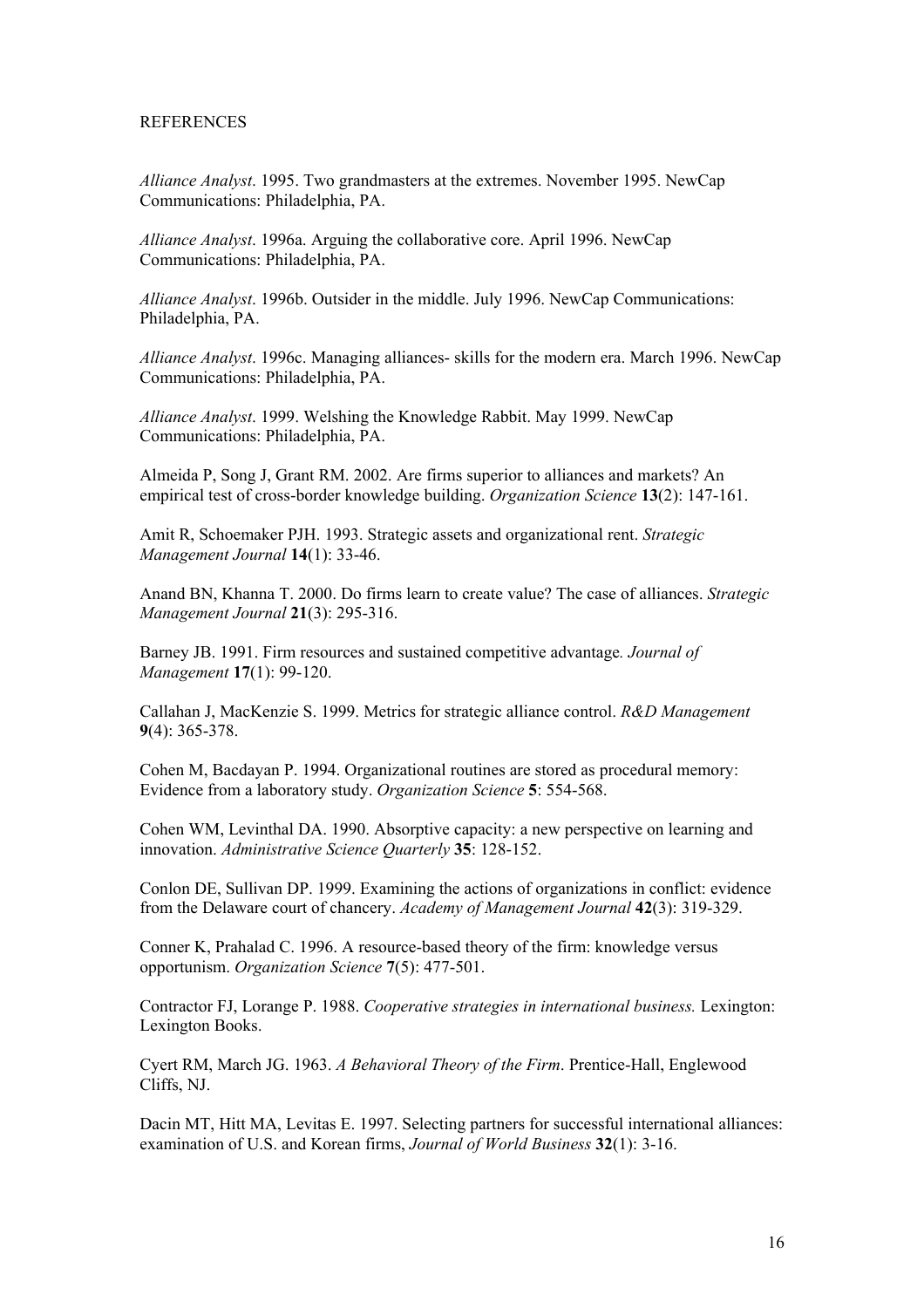REFERENCES

*Alliance Analyst*. 1995. Two grandmasters at the extremes. November 1995. NewCap Communications: Philadelphia, PA.

*Alliance Analyst*. 1996a. Arguing the collaborative core. April 1996. NewCap Communications: Philadelphia, PA.

*Alliance Analyst*. 1996b. Outsider in the middle. July 1996. NewCap Communications: Philadelphia, PA.

*Alliance Analyst*. 1996c. Managing alliances- skills for the modern era. March 1996. NewCap Communications: Philadelphia, PA.

*Alliance Analyst*. 1999. Welshing the Knowledge Rabbit. May 1999. NewCap Communications: Philadelphia, PA.

Almeida P, Song J, Grant RM. 2002. Are firms superior to alliances and markets? An empirical test of cross-border knowledge building. *Organization Science* **13**(2): 147-161.

Amit R, Schoemaker PJH. 1993. Strategic assets and organizational rent. *Strategic Management Journal* **14**(1): 33-46.

Anand BN, Khanna T. 2000. Do firms learn to create value? The case of alliances. *Strategic Management Journal* **21**(3): 295-316.

Barney JB. 1991. Firm resources and sustained competitive advantage*. Journal of Management* **17**(1): 99-120.

Callahan J, MacKenzie S. 1999. Metrics for strategic alliance control. *R&D Management* **9**(4): 365-378.

Cohen M, Bacdayan P. 1994. Organizational routines are stored as procedural memory: Evidence from a laboratory study. *Organization Science* **5**: 554-568.

Cohen WM, Levinthal DA. 1990. Absorptive capacity: a new perspective on learning and innovation. *Administrative Science Quarterly* **35**: 128-152.

Conlon DE, Sullivan DP. 1999. Examining the actions of organizations in conflict: evidence from the Delaware court of chancery. *Academy of Management Journal* **42**(3): 319-329.

Conner K, Prahalad C. 1996. A resource-based theory of the firm: knowledge versus opportunism. *Organization Science* **7**(5): 477-501.

Contractor FJ, Lorange P. 1988. *Cooperative strategies in international business.* Lexington: Lexington Books.

Cyert RM, March JG. 1963. *A Behavioral Theory of the Firm*. Prentice-Hall, Englewood Cliffs, NJ.

Dacin MT, Hitt MA, Levitas E. 1997. Selecting partners for successful international alliances: examination of U.S. and Korean firms, *Journal of World Business* **32**(1): 3-16.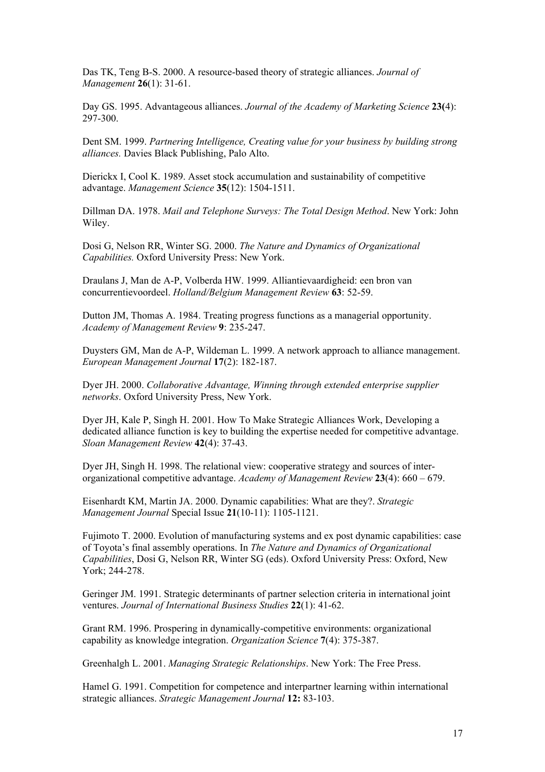Das TK, Teng B-S. 2000. A resource-based theory of strategic alliances. *Journal of Management* **26**(1): 31-61.

Day GS. 1995. Advantageous alliances. *Journal of the Academy of Marketing Science* **23(**4): 297-300.

Dent SM. 1999. *Partnering Intelligence, Creating value for your business by building strong alliances.* Davies Black Publishing, Palo Alto.

Dierickx I, Cool K. 1989. Asset stock accumulation and sustainability of competitive advantage. *Management Science* **35**(12): 1504-1511.

Dillman DA. 1978. *Mail and Telephone Surveys: The Total Design Method*. New York: John Wiley.

Dosi G, Nelson RR, Winter SG. 2000. *The Nature and Dynamics of Organizational Capabilities.* Oxford University Press: New York.

Draulans J, Man de A-P, Volberda HW. 1999. Alliantievaardigheid: een bron van concurrentievoordeel. *Holland/Belgium Management Review* **63**: 52-59.

Dutton JM, Thomas A. 1984. Treating progress functions as a managerial opportunity. *Academy of Management Review* **9**: 235-247.

Duysters GM, Man de A-P, Wildeman L. 1999. A network approach to alliance management. *European Management Journal* **17**(2): 182-187.

Dyer JH. 2000. *Collaborative Advantage, Winning through extended enterprise supplier networks*. Oxford University Press, New York.

Dyer JH, Kale P, Singh H. 2001. How To Make Strategic Alliances Work, Developing a dedicated alliance function is key to building the expertise needed for competitive advantage. *Sloan Management Review* **42**(4): 37-43.

Dyer JH, Singh H. 1998. The relational view: cooperative strategy and sources of inter-organizational competitive advantage. *Academy of Management Review* **23**(4): 660 – 679.

Eisenhardt KM, Martin JA. 2000. Dynamic capabilities: What are they?. *Strategic Management Journal* Special Issue **21**(10-11): 1105-1121.

Fujimoto T. 2000. Evolution of manufacturing systems and ex post dynamic capabilities: case of Toyota's final assembly operations. In *The Nature and Dynamics of Organizational Capabilities*, Dosi G, Nelson RR, Winter SG (eds). Oxford University Press: Oxford, New York; 244-278.

Geringer JM. 1991. Strategic determinants of partner selection criteria in international joint ventures. *Journal of International Business Studies* **22**(1): 41-62.

Grant RM. 1996. Prospering in dynamically-competitive environments: organizational capability as knowledge integration. *Organization Science* **7**(4): 375-387.

Greenhalgh L. 2001. *Managing Strategic Relationships*. New York: The Free Press.

Hamel G. 1991. Competition for competence and interpartner learning within international strategic alliances. *Strategic Management Journal* **12:** 83-103.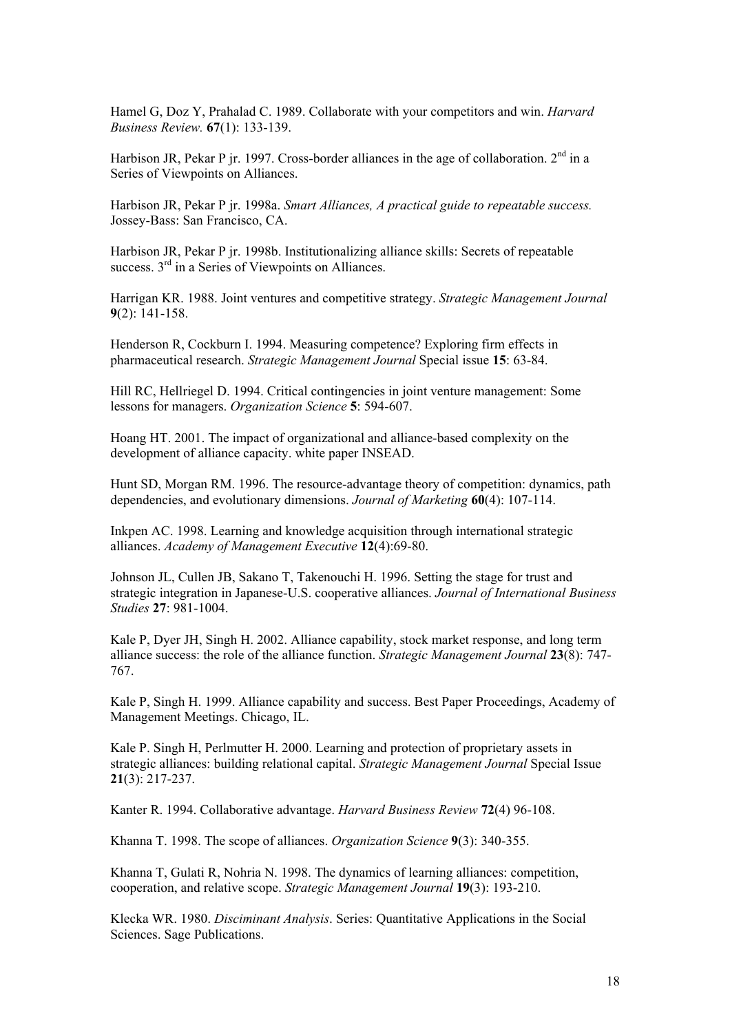Hamel G, Doz Y, Prahalad C. 1989. Collaborate with your competitors and win. *Harvard Business Review.* **67**(1): 133-139.

Harbison JR, Pekar P jr. 1997. Cross-border alliances in the age of collaboration. 2nd in a Series of Viewpoints on Alliances.

Harbison JR, Pekar P jr. 1998a. *Smart Alliances, A practical guide to repeatable success.* Jossey-Bass: San Francisco, CA.

Harbison JR, Pekar P jr. 1998b. Institutionalizing alliance skills: Secrets of repeatable success. 3rd in a Series of Viewpoints on Alliances.

Harrigan KR. 1988. Joint ventures and competitive strategy. *Strategic Management Journal* **9**(2): 141-158.

Henderson R, Cockburn I. 1994. Measuring competence? Exploring firm effects in pharmaceutical research. *Strategic Management Journal* Special issue **15**: 63-84.

Hill RC, Hellriegel D. 1994. Critical contingencies in joint venture management: Some lessons for managers. *Organization Science* **5**: 594-607.

Hoang HT. 2001. The impact of organizational and alliance-based complexity on the development of alliance capacity. white paper INSEAD.

Hunt SD, Morgan RM. 1996. The resource-advantage theory of competition: dynamics, path dependencies, and evolutionary dimensions. *Journal of Marketing* **60**(4): 107-114.

Inkpen AC. 1998. Learning and knowledge acquisition through international strategic alliances. *Academy of Management Executive* **12**(4):69-80.

Johnson JL, Cullen JB, Sakano T, Takenouchi H. 1996. Setting the stage for trust and strategic integration in Japanese-U.S. cooperative alliances. *Journal of International Business Studies* **27**: 981-1004.

Kale P, Dyer JH, Singh H. 2002. Alliance capability, stock market response, and long term alliance success: the role of the alliance function. *Strategic Management Journal* **23**(8): 747-767.

Kale P, Singh H. 1999. Alliance capability and success. Best Paper Proceedings, Academy of Management Meetings. Chicago, IL.

Kale P. Singh H, Perlmutter H. 2000. Learning and protection of proprietary assets in strategic alliances: building relational capital. *Strategic Management Journal* Special Issue **21**(3): 217-237.

Kanter R. 1994. Collaborative advantage. *Harvard Business Review* **72**(4) 96-108.

Khanna T. 1998. The scope of alliances. *Organization Science* **9**(3): 340-355.

Khanna T, Gulati R, Nohria N. 1998. The dynamics of learning alliances: competition, cooperation, and relative scope. *Strategic Management Journal* **19**(3): 193-210.

Klecka WR. 1980. *Disciminant Analysis*. Series: Quantitative Applications in the Social Sciences. Sage Publications.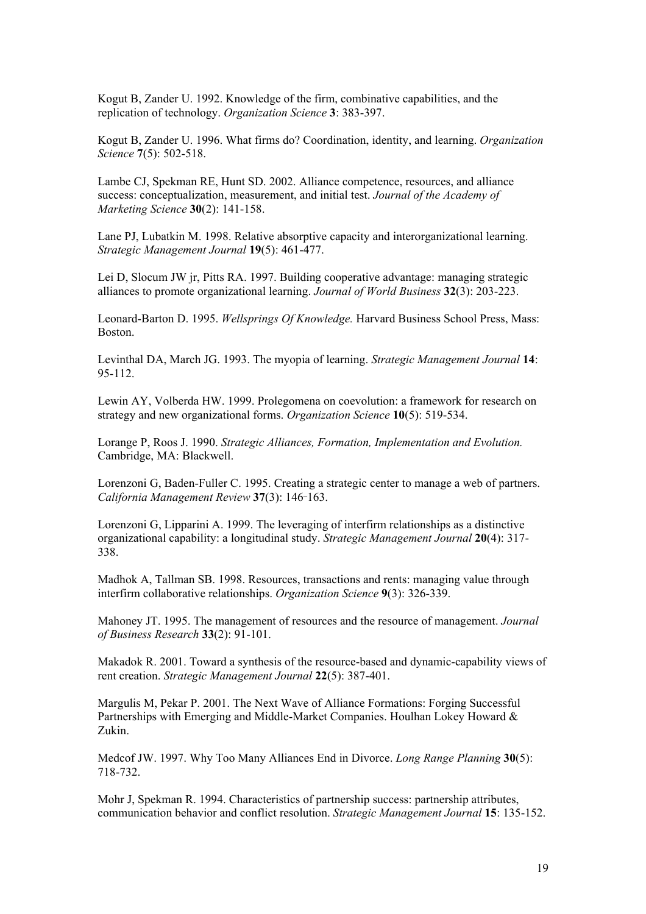Kogut B, Zander U. 1992. Knowledge of the firm, combinative capabilities, and the replication of technology. *Organization Science* **3**: 383-397.

Kogut B, Zander U. 1996. What firms do? Coordination, identity, and learning. *Organization Science* **7**(5): 502-518.

Lambe CJ, Spekman RE, Hunt SD. 2002. Alliance competence, resources, and alliance success: conceptualization, measurement, and initial test. *Journal of the Academy of Marketing Science* **30**(2): 141-158.

Lane PJ, Lubatkin M. 1998. Relative absorptive capacity and interorganizational learning. *Strategic Management Journal* **19**(5): 461-477.

Lei D, Slocum JW jr, Pitts RA. 1997. Building cooperative advantage: managing strategic alliances to promote organizational learning. *Journal of World Business* **32**(3): 203-223.

Leonard-Barton D. 1995. *Wellsprings Of Knowledge.* Harvard Business School Press, Mass: Boston.

Levinthal DA, March JG. 1993. The myopia of learning. *Strategic Management Journal* **14**: 95-112.

Lewin AY, Volberda HW. 1999. Prolegomena on coevolution: a framework for research on strategy and new organizational forms. *Organization Science* **10**(5): 519-534.

Lorange P, Roos J. 1990. *Strategic Alliances, Formation, Implementation and Evolution.* Cambridge, MA: Blackwell.

Lorenzoni G, Baden-Fuller C. 1995. Creating a strategic center to manage a web of partners. *California Management Review* **37**(3): 146-163.

Lorenzoni G, Lipparini A. 1999. The leveraging of interfirm relationships as a distinctive organizational capability: a longitudinal study. *Strategic Management Journal* **20**(4): 317-338.

Madhok A, Tallman SB. 1998. Resources, transactions and rents: managing value through interfirm collaborative relationships. *Organization Science* **9**(3): 326-339.

Mahoney JT. 1995. The management of resources and the resource of management. *Journal of Business Research* **33**(2): 91-101.

Makadok R. 2001. Toward a synthesis of the resource-based and dynamic-capability views of rent creation. *Strategic Management Journal* **22**(5): 387-401.

Margulis M, Pekar P. 2001. The Next Wave of Alliance Formations: Forging Successful Partnerships with Emerging and Middle-Market Companies. Houlhan Lokey Howard & Zukin.

Medcof JW. 1997. Why Too Many Alliances End in Divorce. *Long Range Planning* **30**(5): 718-732.

Mohr J, Spekman R. 1994. Characteristics of partnership success: partnership attributes, communication behavior and conflict resolution. *Strategic Management Journal* **15**: 135-152.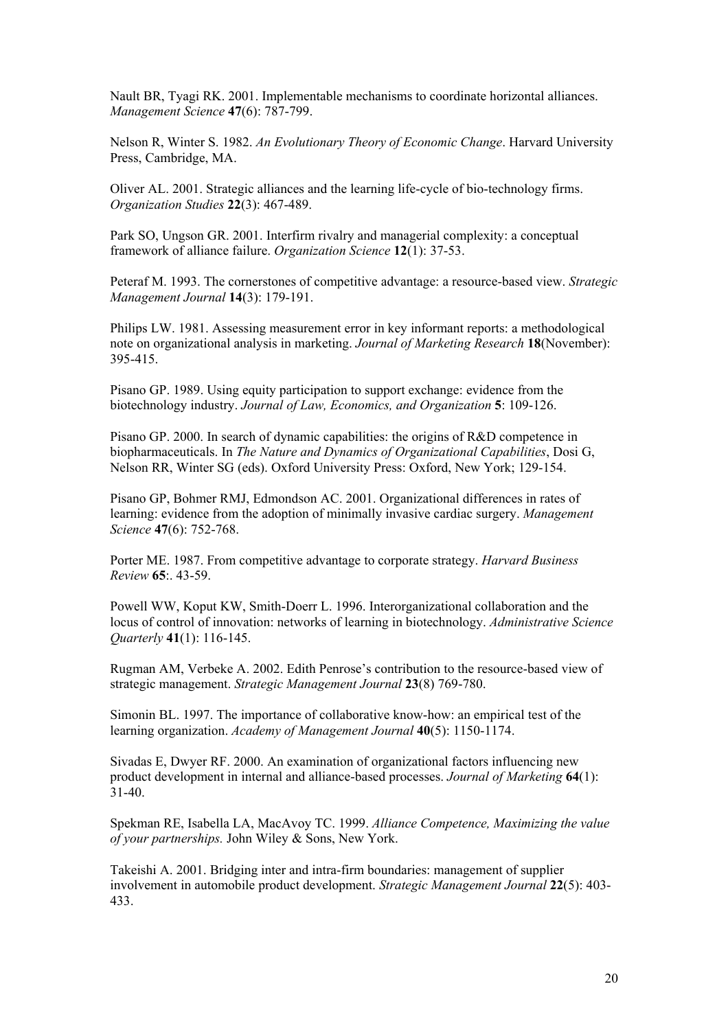Nault BR, Tyagi RK. 2001. Implementable mechanisms to coordinate horizontal alliances. *Management Science* **47**(6): 787-799.

Nelson R, Winter S. 1982. *An Evolutionary Theory of Economic Change*. Harvard University Press, Cambridge, MA.

Oliver AL. 2001. Strategic alliances and the learning life-cycle of bio-technology firms. *Organization Studies* **22**(3): 467-489.

Park SO, Ungson GR. 2001. Interfirm rivalry and managerial complexity: a conceptual framework of alliance failure. *Organization Science* **12**(1): 37-53.

Peteraf M. 1993. The cornerstones of competitive advantage: a resource-based view. *Strategic Management Journal* **14**(3): 179-191.

Philips LW. 1981. Assessing measurement error in key informant reports: a methodological note on organizational analysis in marketing. *Journal of Marketing Research* **18**(November): 395-415.

Pisano GP. 1989. Using equity participation to support exchange: evidence from the biotechnology industry. *Journal of Law, Economics, and Organization* **5**: 109-126.

Pisano GP. 2000. In search of dynamic capabilities: the origins of R&D competence in biopharmaceuticals. In *The Nature and Dynamics of Organizational Capabilities*, Dosi G, Nelson RR, Winter SG (eds). Oxford University Press: Oxford, New York; 129-154.

Pisano GP, Bohmer RMJ, Edmondson AC. 2001. Organizational differences in rates of learning: evidence from the adoption of minimally invasive cardiac surgery. *Management Science* **47**(6): 752-768.

Porter ME. 1987. From competitive advantage to corporate strategy. *Harvard Business Review* **65**:. 43-59.

Powell WW, Koput KW, Smith-Doerr L. 1996. Interorganizational collaboration and the locus of control of innovation: networks of learning in biotechnology. *Administrative Science Quarterly* **41**(1): 116-145.

Rugman AM, Verbeke A. 2002. Edith Penrose's contribution to the resource-based view of strategic management. *Strategic Management Journal* **23**(8) 769-780.

Simonin BL. 1997. The importance of collaborative know-how: an empirical test of the learning organization. *Academy of Management Journal* **40**(5): 1150-1174.

Sivadas E, Dwyer RF. 2000. An examination of organizational factors influencing new product development in internal and alliance-based processes. *Journal of Marketing* **64**(1): 31-40.

Spekman RE, Isabella LA, MacAvoy TC. 1999. *Alliance Competence, Maximizing the value of your partnerships.* John Wiley & Sons, New York.

Takeishi A. 2001. Bridging inter and intra-firm boundaries: management of supplier involvement in automobile product development. *Strategic Management Journal* **22**(5): 403-433.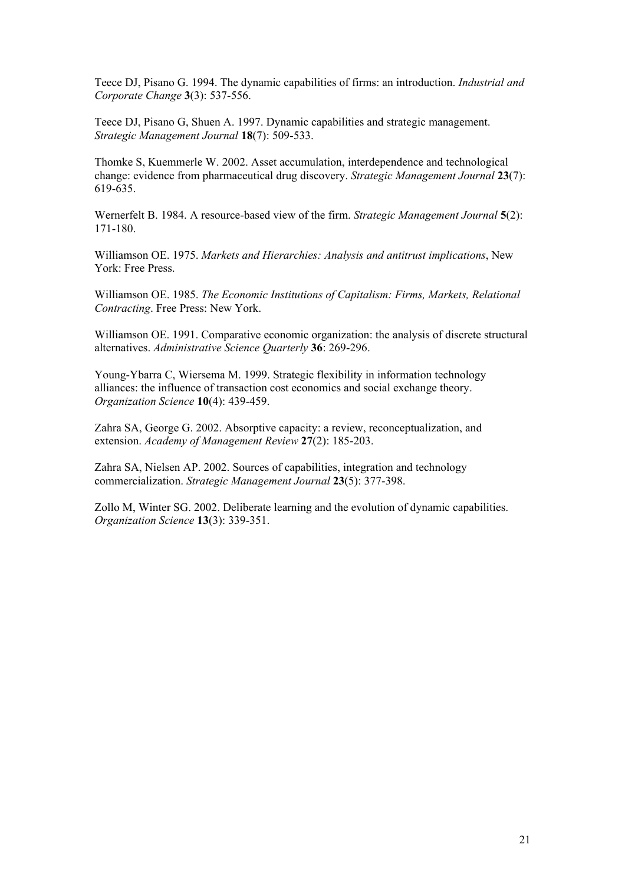Teece DJ, Pisano G. 1994. The dynamic capabilities of firms: an introduction. *Industrial and Corporate Change* **3**(3): 537-556.

Teece DJ, Pisano G, Shuen A. 1997. Dynamic capabilities and strategic management. *Strategic Management Journal* **18**(7): 509-533.

Thomke S, Kuemmerle W. 2002. Asset accumulation, interdependence and technological change: evidence from pharmaceutical drug discovery. *Strategic Management Journal* **23**(7): 619-635.

Wernerfelt B. 1984. A resource-based view of the firm. *Strategic Management Journal* **5**(2): 171-180.

Williamson OE. 1975. *Markets and Hierarchies: Analysis and antitrust implications*, New York: Free Press.

Williamson OE. 1985. *The Economic Institutions of Capitalism: Firms, Markets, Relational Contracting*. Free Press: New York.

Williamson OE. 1991. Comparative economic organization: the analysis of discrete structural alternatives. *Administrative Science Quarterly* **36**: 269-296.

Young-Ybarra C, Wiersema M. 1999. Strategic flexibility in information technology alliances: the influence of transaction cost economics and social exchange theory. *Organization Science* **10**(4): 439-459.

Zahra SA, George G. 2002. Absorptive capacity: a review, reconceptualization, and extension. *Academy of Management Review* **27**(2): 185-203.

Zahra SA, Nielsen AP. 2002. Sources of capabilities, integration and technology commercialization. *Strategic Management Journal* **23**(5): 377-398.

Zollo M, Winter SG. 2002. Deliberate learning and the evolution of dynamic capabilities. *Organization Science* **13**(3): 339-351.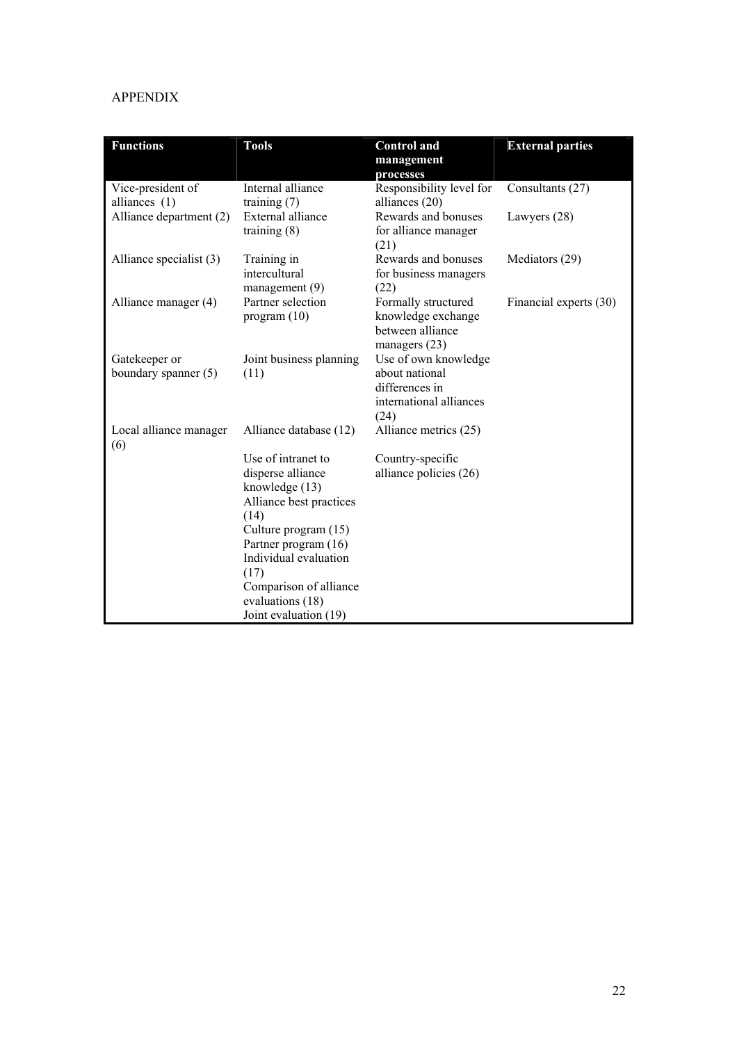APPENDIX

| Functions | Tools | Control and management processes | External parties |
|---|---|---|---|
| Vice-president of alliances (1) | Internal alliance training (7) | Responsibility level for alliances (20) | Consultants (27) |
| Alliance department (2) | External alliance training (8) | Rewards and bonuses for alliance manager (21) | Lawyers (28) |
| Alliance specialist (3) | Training in intercultural management (9) | Rewards and bonuses for business managers (22) | Mediators (29) |
| Alliance manager (4) | Partner selection program (10) | Formally structured knowledge exchange between alliance managers (23) | Financial experts (30) |
| Gatekeeper or boundary spanner (5) | Joint business planning (11) | Use of own knowledge about national differences in international alliances (24) | |
| Local alliance manager (6) | Alliance database (12) | Alliance metrics (25) | |
| | Use of intranet to disperse alliance knowledge (13) | Country-specific alliance policies (26) | |
| | Alliance best practices (14) | | |
| | Culture program (15) | | |
| | Partner program (16) | | |
| | Individual evaluation (17) | | |
| | Comparison of alliance evaluations (18) | | |
| | Joint evaluation (19) | | |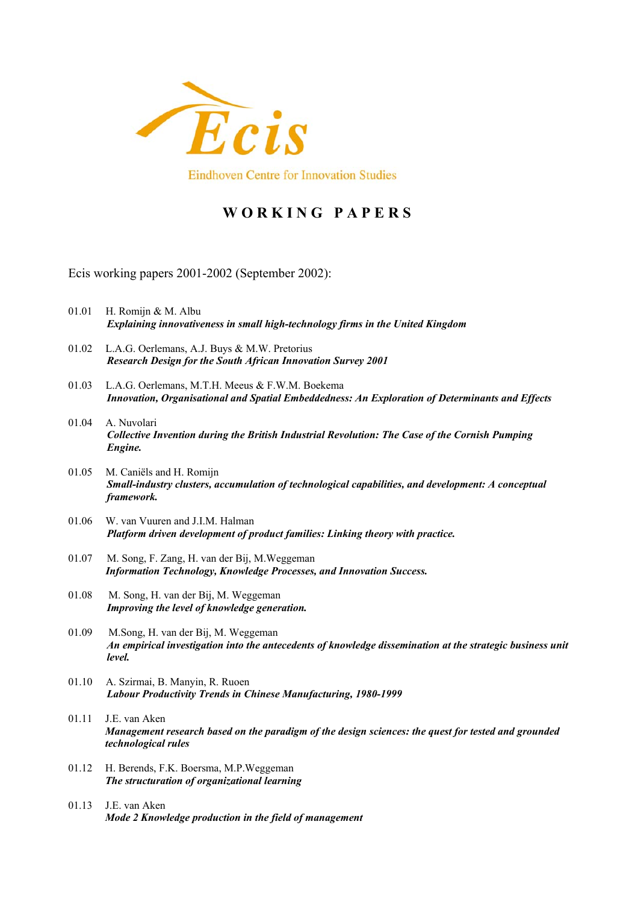Ecis

Eindhoven Centre for Innovation Studies

# WORKING PAPERS

Ecis working papers 2001-2002 (September 2002):

01.01 H. Romijn & M. Albu
***Explaining innovativeness in small high-technology firms in the United Kingdom***

01.02 L.A.G. Oerlemans, A.J. Buys & M.W. Pretorius
***Research Design for the South African Innovation Survey 2001***

01.03 L.A.G. Oerlemans, M.T.H. Meeus & F.W.M. Boekema
***Innovation, Organisational and Spatial Embeddedness: An Exploration of Determinants and Effects***

01.04 A. Nuvolari
***Collective Invention during the British Industrial Revolution: The Case of the Cornish Pumping Engine.***

01.05 M. Caniëls and H. Romijn
***Small-industry clusters, accumulation of technological capabilities, and development: A conceptual framework.***

01.06 W. van Vuuren and J.I.M. Halman
***Platform driven development of product families: Linking theory with practice.***

01.07 M. Song, F. Zang, H. van der Bij, M.Weggeman
***Information Technology, Knowledge Processes, and Innovation Success.***

01.08 M. Song, H. van der Bij, M. Weggeman
***Improving the level of knowledge generation.***

01.09 M.Song, H. van der Bij, M. Weggeman
***An empirical investigation into the antecedents of knowledge dissemination at the strategic business unit level.***

01.10 A. Szirmai, B. Manyin, R. Ruoen
***Labour Productivity Trends in Chinese Manufacturing, 1980-1999***

01.11 J.E. van Aken
***Management research based on the paradigm of the design sciences: the quest for tested and grounded technological rules***

01.12 H. Berends, F.K. Boersma, M.P.Weggeman
***The structuration of organizational learning***

01.13 J.E. van Aken
***Mode 2 Knowledge production in the field of management***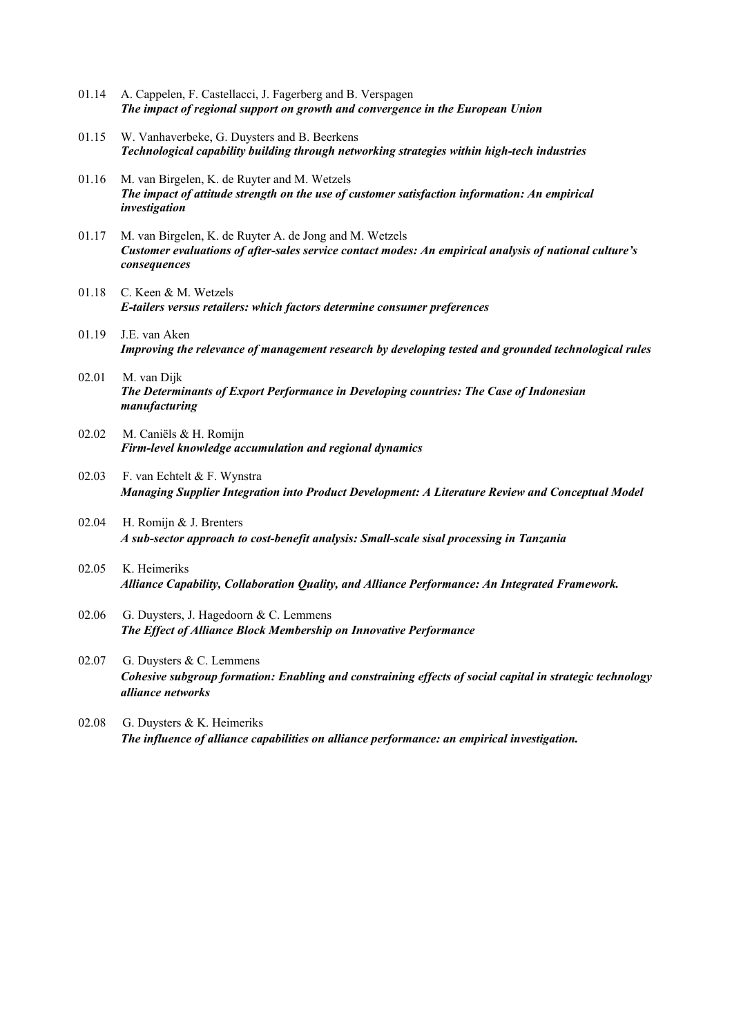01.14 A. Cappelen, F. Castellacci, J. Fagerberg and B. Verspagen
***The impact of regional support on growth and convergence in the European Union***

01.15 W. Vanhaverbeke, G. Duysters and B. Beerkens
***Technological capability building through networking strategies within high-tech industries***

01.16 M. van Birgelen, K. de Ruyter and M. Wetzels
***The impact of attitude strength on the use of customer satisfaction information: An empirical investigation***

01.17 M. van Birgelen, K. de Ruyter A. de Jong and M. Wetzels
***Customer evaluations of after-sales service contact modes: An empirical analysis of national culture's consequences***

01.18 C. Keen & M. Wetzels
***E-tailers versus retailers: which factors determine consumer preferences***

01.19 J.E. van Aken
***Improving the relevance of management research by developing tested and grounded technological rules***

02.01 M. van Dijk
***The Determinants of Export Performance in Developing countries: The Case of Indonesian manufacturing***

02.02 M. Caniëls & H. Romijn
***Firm-level knowledge accumulation and regional dynamics***

02.03 F. van Echtelt & F. Wynstra
***Managing Supplier Integration into Product Development: A Literature Review and Conceptual Model***

02.04 H. Romijn & J. Brenters
***A sub-sector approach to cost-benefit analysis: Small-scale sisal processing in Tanzania***

02.05 K. Heimeriks
***Alliance Capability, Collaboration Quality, and Alliance Performance: An Integrated Framework.***

02.06 G. Duysters, J. Hagedoorn & C. Lemmens
***The Effect of Alliance Block Membership on Innovative Performance***

02.07 G. Duysters & C. Lemmens
***Cohesive subgroup formation: Enabling and constraining effects of social capital in strategic technology alliance networks***

02.08 G. Duysters & K. Heimeriks
***The influence of alliance capabilities on alliance performance: an empirical investigation.***